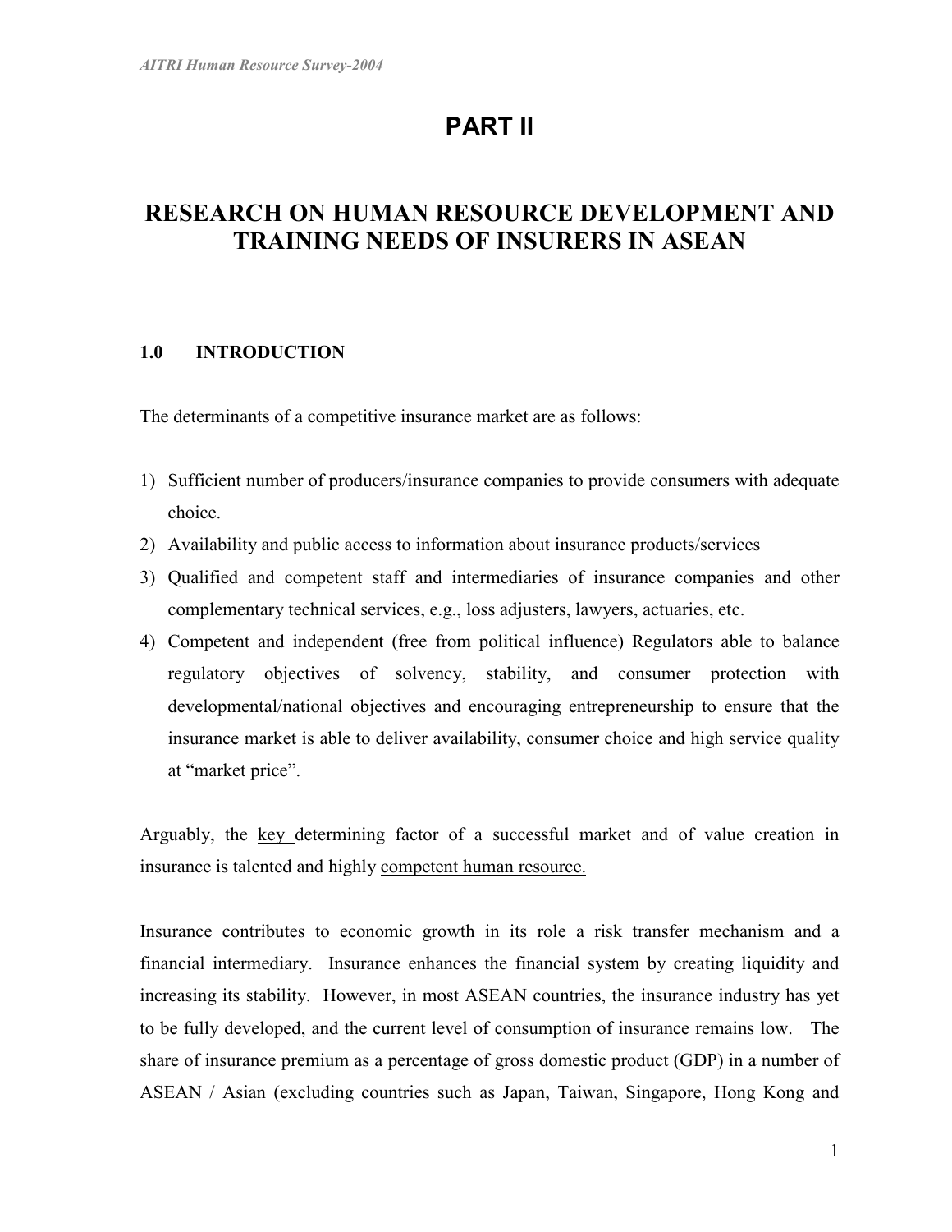# PART II

# RESEARCH ON HUMAN RESOURCE DEVELOPMENT AND TRAINING NEEDS OF INSURERS IN ASEAN

## 1.0 INTRODUCTION

The determinants of a competitive insurance market are as follows:

1) Sufficient number of producers/insurance companies to provide consumers with adequate choice.
2) Availability and public access to information about insurance products/services
3) Qualified and competent staff and intermediaries of insurance companies and other complementary technical services, e.g., loss adjusters, lawyers, actuaries, etc.
4) Competent and independent (free from political influence) Regulators able to balance regulatory objectives of solvency, stability, and consumer protection with developmental/national objectives and encouraging entrepreneurship to ensure that the insurance market is able to deliver availability, consumer choice and high service quality at "market price".

Arguably, the <u>key</u> determining factor of a successful market and of value creation in insurance is talented and highly <u>competent human resource.</u>

Insurance contributes to economic growth in its role a risk transfer mechanism and a financial intermediary. Insurance enhances the financial system by creating liquidity and increasing its stability. However, in most ASEAN countries, the insurance industry has yet to be fully developed, and the current level of consumption of insurance remains low. The share of insurance premium as a percentage of gross domestic product (GDP) in a number of ASEAN / Asian (excluding countries such as Japan, Taiwan, Singapore, Hong Kong and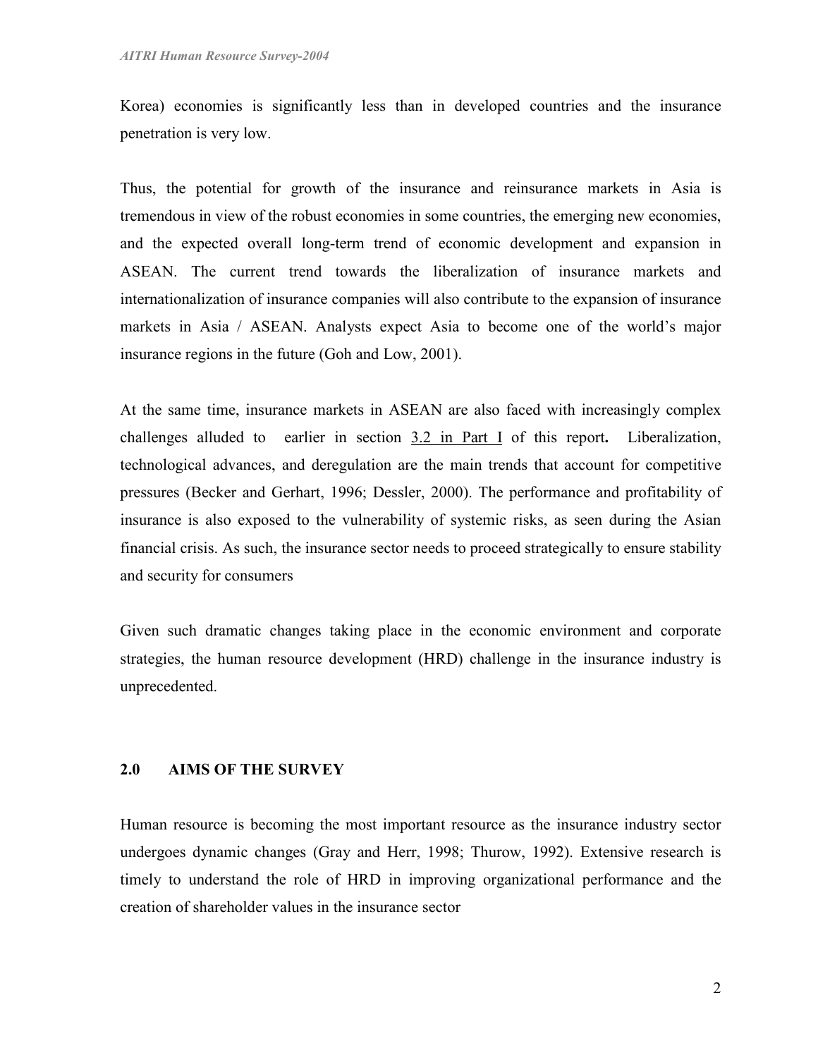Korea) economies is significantly less than in developed countries and the insurance penetration is very low.

Thus, the potential for growth of the insurance and reinsurance markets in Asia is tremendous in view of the robust economies in some countries, the emerging new economies, and the expected overall long-term trend of economic development and expansion in ASEAN. The current trend towards the liberalization of insurance markets and internationalization of insurance companies will also contribute to the expansion of insurance markets in Asia / ASEAN. Analysts expect Asia to become one of the world's major insurance regions in the future (Goh and Low, 2001).

At the same time, insurance markets in ASEAN are also faced with increasingly complex challenges alluded to earlier in section 3.2 in Part I of this report**.** Liberalization, technological advances, and deregulation are the main trends that account for competitive pressures (Becker and Gerhart, 1996; Dessler, 2000). The performance and profitability of insurance is also exposed to the vulnerability of systemic risks, as seen during the Asian financial crisis. As such, the insurance sector needs to proceed strategically to ensure stability and security for consumers

Given such dramatic changes taking place in the economic environment and corporate strategies, the human resource development (HRD) challenge in the insurance industry is unprecedented.

## 2.0 AIMS OF THE SURVEY

Human resource is becoming the most important resource as the insurance industry sector undergoes dynamic changes (Gray and Herr, 1998; Thurow, 1992). Extensive research is timely to understand the role of HRD in improving organizational performance and the creation of shareholder values in the insurance sector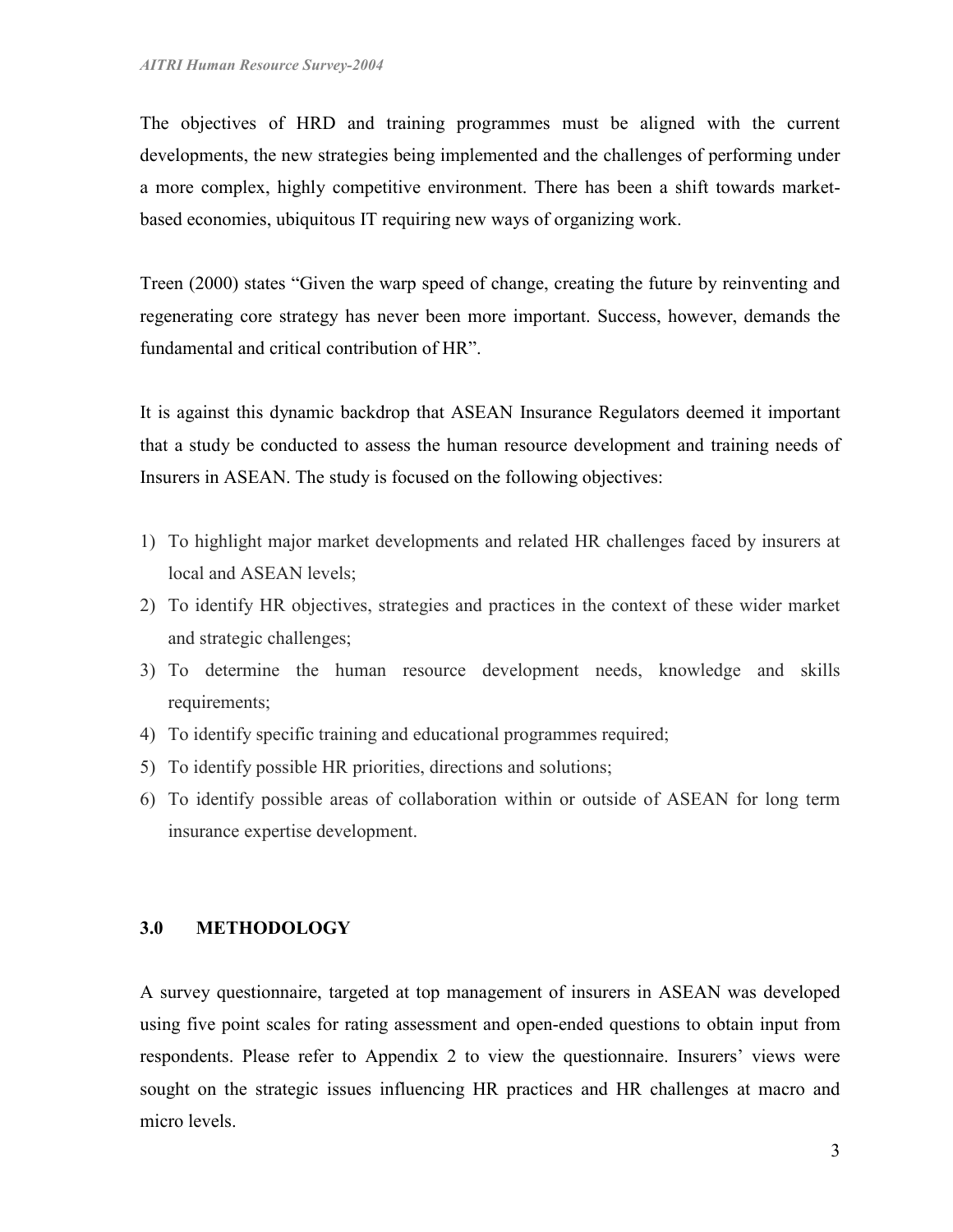The objectives of HRD and training programmes must be aligned with the current developments, the new strategies being implemented and the challenges of performing under a more complex, highly competitive environment. There has been a shift towards market-based economies, ubiquitous IT requiring new ways of organizing work.

Treen (2000) states "Given the warp speed of change, creating the future by reinventing and regenerating core strategy has never been more important. Success, however, demands the fundamental and critical contribution of HR".

It is against this dynamic backdrop that ASEAN Insurance Regulators deemed it important that a study be conducted to assess the human resource development and training needs of Insurers in ASEAN. The study is focused on the following objectives:

1) To highlight major market developments and related HR challenges faced by insurers at local and ASEAN levels;
2) To identify HR objectives, strategies and practices in the context of these wider market and strategic challenges;
3) To determine the human resource development needs, knowledge and skills requirements;
4) To identify specific training and educational programmes required;
5) To identify possible HR priorities, directions and solutions;
6) To identify possible areas of collaboration within or outside of ASEAN for long term insurance expertise development.

## 3.0 METHODOLOGY

A survey questionnaire, targeted at top management of insurers in ASEAN was developed using five point scales for rating assessment and open-ended questions to obtain input from respondents. Please refer to Appendix 2 to view the questionnaire. Insurers' views were sought on the strategic issues influencing HR practices and HR challenges at macro and micro levels.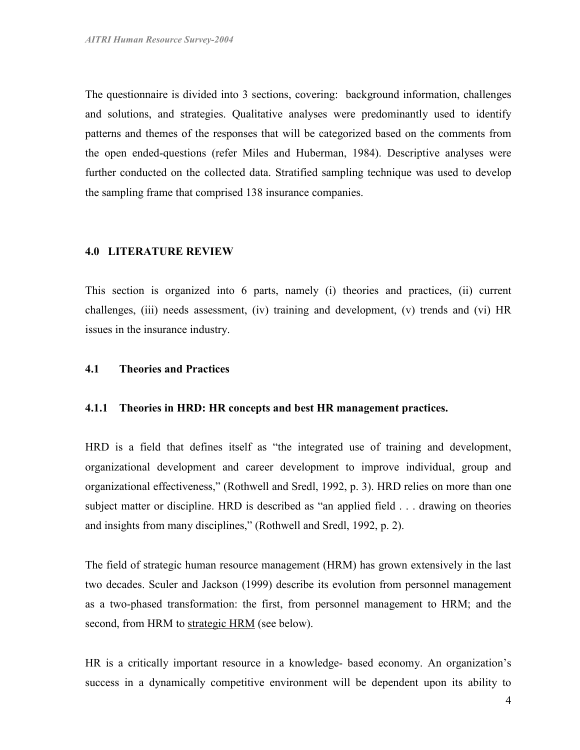The questionnaire is divided into 3 sections, covering: background information, challenges and solutions, and strategies. Qualitative analyses were predominantly used to identify patterns and themes of the responses that will be categorized based on the comments from the open ended-questions (refer Miles and Huberman, 1984). Descriptive analyses were further conducted on the collected data. Stratified sampling technique was used to develop the sampling frame that comprised 138 insurance companies.

## 4.0 LITERATURE REVIEW

This section is organized into 6 parts, namely (i) theories and practices, (ii) current challenges, (iii) needs assessment, (iv) training and development, (v) trends and (vi) HR issues in the insurance industry.

### 4.1 Theories and Practices

#### 4.1.1 Theories in HRD: HR concepts and best HR management practices.

HRD is a field that defines itself as "the integrated use of training and development, organizational development and career development to improve individual, group and organizational effectiveness," (Rothwell and Sredl, 1992, p. 3). HRD relies on more than one subject matter or discipline. HRD is described as "an applied field . . . drawing on theories and insights from many disciplines," (Rothwell and Sredl, 1992, p. 2).

The field of strategic human resource management (HRM) has grown extensively in the last two decades. Sculer and Jackson (1999) describe its evolution from personnel management as a two-phased transformation: the first, from personnel management to HRM; and the second, from HRM to strategic HRM (see below).

HR is a critically important resource in a knowledge- based economy. An organization's success in a dynamically competitive environment will be dependent upon its ability to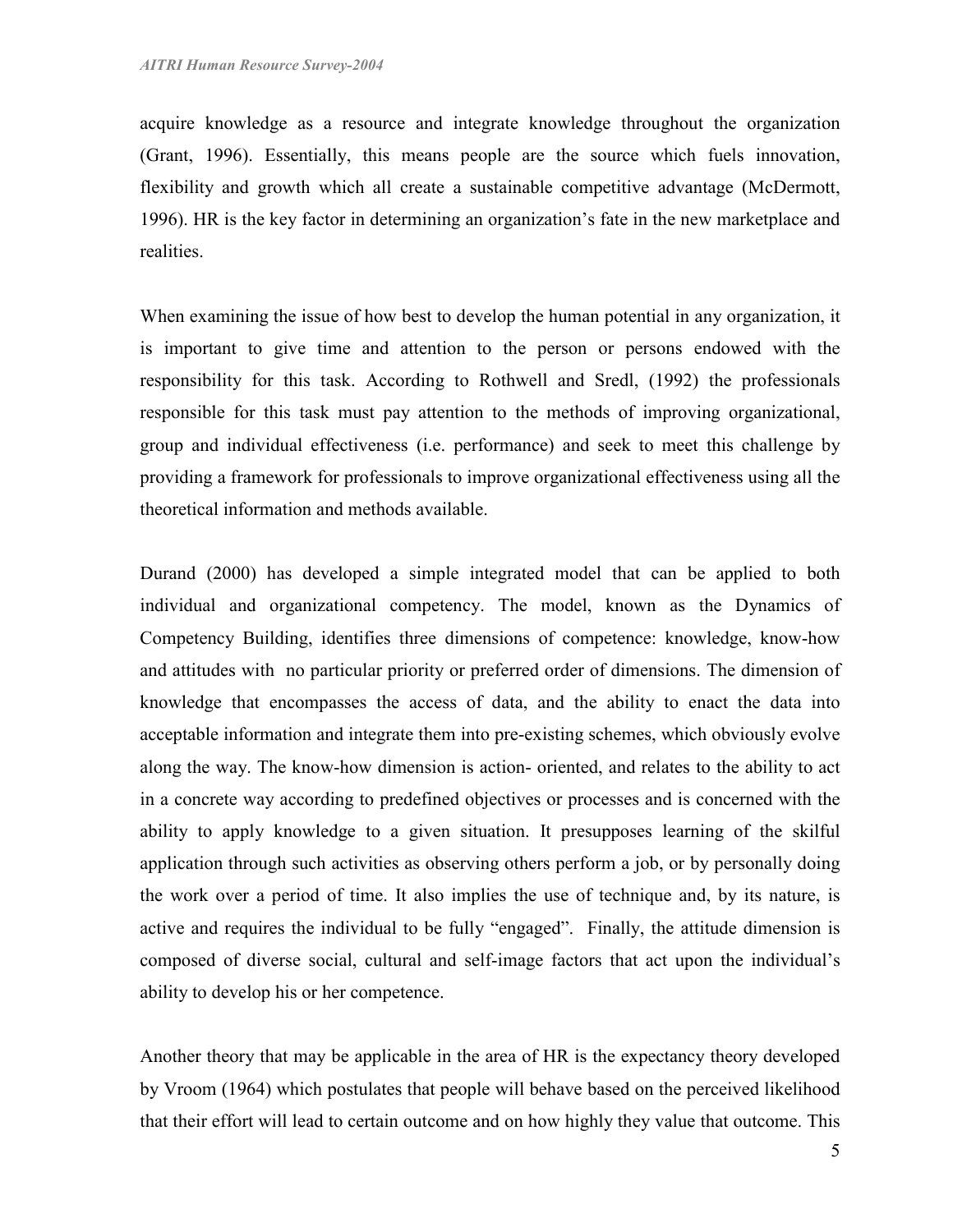acquire knowledge as a resource and integrate knowledge throughout the organization (Grant, 1996). Essentially, this means people are the source which fuels innovation, flexibility and growth which all create a sustainable competitive advantage (McDermott, 1996). HR is the key factor in determining an organization's fate in the new marketplace and realities.

When examining the issue of how best to develop the human potential in any organization, it is important to give time and attention to the person or persons endowed with the responsibility for this task. According to Rothwell and Sredl, (1992) the professionals responsible for this task must pay attention to the methods of improving organizational, group and individual effectiveness (i.e. performance) and seek to meet this challenge by providing a framework for professionals to improve organizational effectiveness using all the theoretical information and methods available.

Durand (2000) has developed a simple integrated model that can be applied to both individual and organizational competency. The model, known as the Dynamics of Competency Building, identifies three dimensions of competence: knowledge, know-how and attitudes with no particular priority or preferred order of dimensions. The dimension of knowledge that encompasses the access of data, and the ability to enact the data into acceptable information and integrate them into pre-existing schemes, which obviously evolve along the way. The know-how dimension is action- oriented, and relates to the ability to act in a concrete way according to predefined objectives or processes and is concerned with the ability to apply knowledge to a given situation. It presupposes learning of the skilful application through such activities as observing others perform a job, or by personally doing the work over a period of time. It also implies the use of technique and, by its nature, is active and requires the individual to be fully "engaged". Finally, the attitude dimension is composed of diverse social, cultural and self-image factors that act upon the individual's ability to develop his or her competence.

Another theory that may be applicable in the area of HR is the expectancy theory developed by Vroom (1964) which postulates that people will behave based on the perceived likelihood that their effort will lead to certain outcome and on how highly they value that outcome. This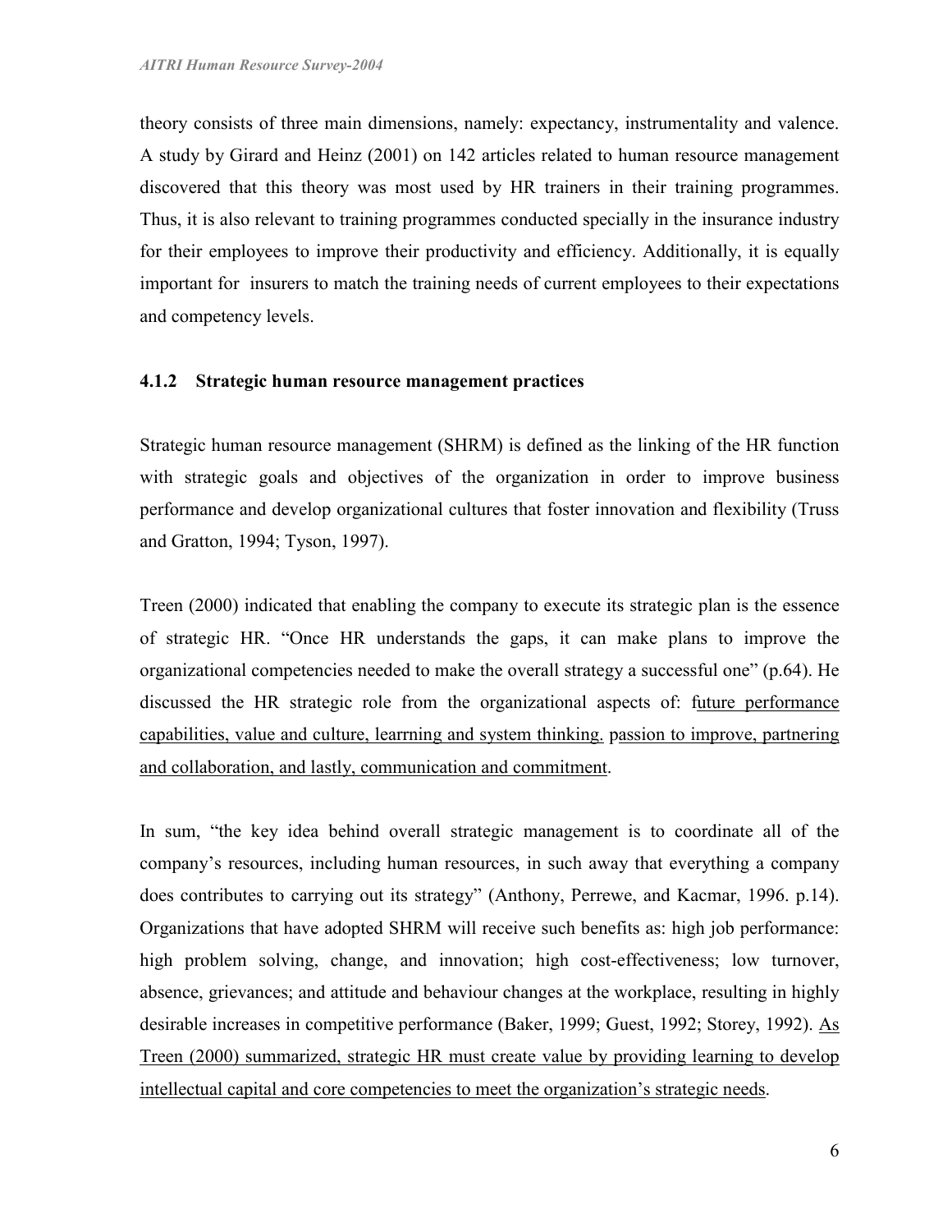theory consists of three main dimensions, namely: expectancy, instrumentality and valence. A study by Girard and Heinz (2001) on 142 articles related to human resource management discovered that this theory was most used by HR trainers in their training programmes. Thus, it is also relevant to training programmes conducted specially in the insurance industry for their employees to improve their productivity and efficiency. Additionally, it is equally important for insurers to match the training needs of current employees to their expectations and competency levels.

### 4.1.2 Strategic human resource management practices

Strategic human resource management (SHRM) is defined as the linking of the HR function with strategic goals and objectives of the organization in order to improve business performance and develop organizational cultures that foster innovation and flexibility (Truss and Gratton, 1994; Tyson, 1997).

Treen (2000) indicated that enabling the company to execute its strategic plan is the essence of strategic HR. "Once HR understands the gaps, it can make plans to improve the organizational competencies needed to make the overall strategy a successful one" (p.64). He discussed the HR strategic role from the organizational aspects of: future performance capabilities, value and culture, learrning and system thinking. passion to improve, partnering and collaboration, and lastly, communication and commitment.

In sum, "the key idea behind overall strategic management is to coordinate all of the company's resources, including human resources, in such away that everything a company does contributes to carrying out its strategy" (Anthony, Perrewe, and Kacmar, 1996. p.14). Organizations that have adopted SHRM will receive such benefits as: high job performance: high problem solving, change, and innovation; high cost-effectiveness; low turnover, absence, grievances; and attitude and behaviour changes at the workplace, resulting in highly desirable increases in competitive performance (Baker, 1999; Guest, 1992; Storey, 1992). As Treen (2000) summarized, strategic HR must create value by providing learning to develop intellectual capital and core competencies to meet the organization's strategic needs.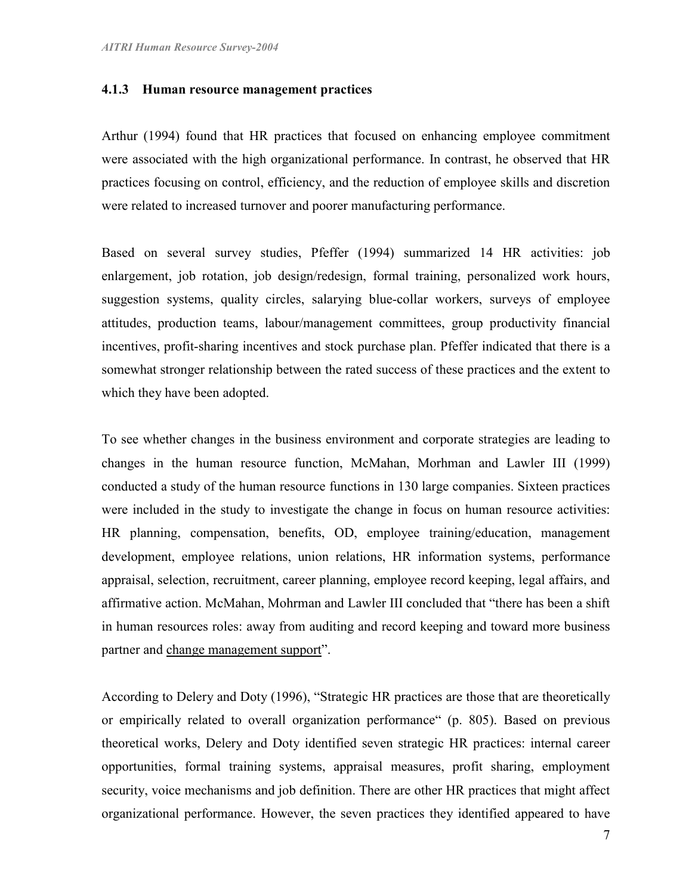### 4.1.3 Human resource management practices

Arthur (1994) found that HR practices that focused on enhancing employee commitment were associated with the high organizational performance. In contrast, he observed that HR practices focusing on control, efficiency, and the reduction of employee skills and discretion were related to increased turnover and poorer manufacturing performance.

Based on several survey studies, Pfeffer (1994) summarized 14 HR activities: job enlargement, job rotation, job design/redesign, formal training, personalized work hours, suggestion systems, quality circles, salarying blue-collar workers, surveys of employee attitudes, production teams, labour/management committees, group productivity financial incentives, profit-sharing incentives and stock purchase plan. Pfeffer indicated that there is a somewhat stronger relationship between the rated success of these practices and the extent to which they have been adopted.

To see whether changes in the business environment and corporate strategies are leading to changes in the human resource function, McMahan, Morhman and Lawler III (1999) conducted a study of the human resource functions in 130 large companies. Sixteen practices were included in the study to investigate the change in focus on human resource activities: HR planning, compensation, benefits, OD, employee training/education, management development, employee relations, union relations, HR information systems, performance appraisal, selection, recruitment, career planning, employee record keeping, legal affairs, and affirmative action. McMahan, Mohrman and Lawler III concluded that "there has been a shift in human resources roles: away from auditing and record keeping and toward more business partner and change management support".

According to Delery and Doty (1996), "Strategic HR practices are those that are theoretically or empirically related to overall organization performance" (p. 805). Based on previous theoretical works, Delery and Doty identified seven strategic HR practices: internal career opportunities, formal training systems, appraisal measures, profit sharing, employment security, voice mechanisms and job definition. There are other HR practices that might affect organizational performance. However, the seven practices they identified appeared to have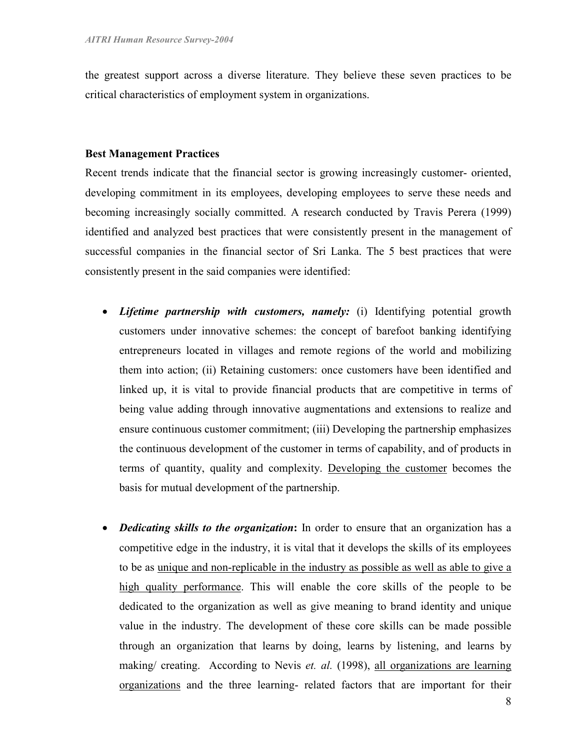the greatest support across a diverse literature. They believe these seven practices to be critical characteristics of employment system in organizations.

### Best Management Practices

Recent trends indicate that the financial sector is growing increasingly customer- oriented, developing commitment in its employees, developing employees to serve these needs and becoming increasingly socially committed. A research conducted by Travis Perera (1999) identified and analyzed best practices that were consistently present in the management of successful companies in the financial sector of Sri Lanka. The 5 best practices that were consistently present in the said companies were identified:

- ***Lifetime partnership with customers, namely:*** (i) Identifying potential growth customers under innovative schemes: the concept of barefoot banking identifying entrepreneurs located in villages and remote regions of the world and mobilizing them into action; (ii) Retaining customers: once customers have been identified and linked up, it is vital to provide financial products that are competitive in terms of being value adding through innovative augmentations and extensions to realize and ensure continuous customer commitment; (iii) Developing the partnership emphasizes the continuous development of the customer in terms of capability, and of products in terms of quantity, quality and complexity. <u>Developing the customer</u> becomes the basis for mutual development of the partnership.

- ***Dedicating skills to the organization*****:** In order to ensure that an organization has a competitive edge in the industry, it is vital that it develops the skills of its employees to be as <u>unique and non-replicable in the industry as possible as well as able to give a high quality performance</u>. This will enable the core skills of the people to be dedicated to the organization as well as give meaning to brand identity and unique value in the industry. The development of these core skills can be made possible through an organization that learns by doing, learns by listening, and learns by making/ creating. According to Nevis *et. al.* (1998), <u>all organizations are learning organizations</u> and the three learning- related factors that are important for their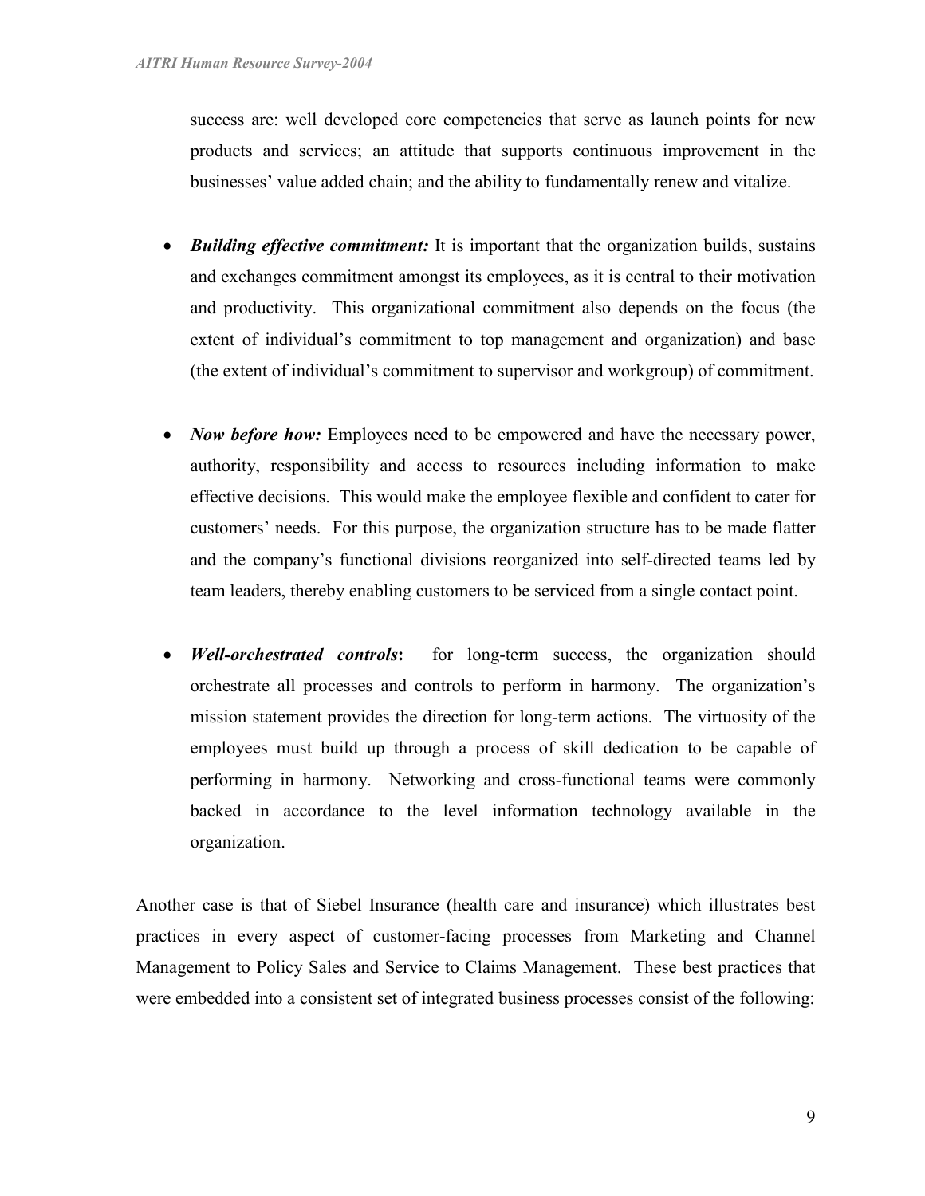success are: well developed core competencies that serve as launch points for new products and services; an attitude that supports continuous improvement in the businesses' value added chain; and the ability to fundamentally renew and vitalize.

- ***Building effective commitment:*** It is important that the organization builds, sustains and exchanges commitment amongst its employees, as it is central to their motivation and productivity. This organizational commitment also depends on the focus (the extent of individual's commitment to top management and organization) and base (the extent of individual's commitment to supervisor and workgroup) of commitment.

- ***Now before how:*** Employees need to be empowered and have the necessary power, authority, responsibility and access to resources including information to make effective decisions. This would make the employee flexible and confident to cater for customers' needs. For this purpose, the organization structure has to be made flatter and the company's functional divisions reorganized into self-directed teams led by team leaders, thereby enabling customers to be serviced from a single contact point.

- ***Well-orchestrated controls*:** for long-term success, the organization should orchestrate all processes and controls to perform in harmony. The organization's mission statement provides the direction for long-term actions. The virtuosity of the employees must build up through a process of skill dedication to be capable of performing in harmony. Networking and cross-functional teams were commonly backed in accordance to the level information technology available in the organization.

Another case is that of Siebel Insurance (health care and insurance) which illustrates best practices in every aspect of customer-facing processes from Marketing and Channel Management to Policy Sales and Service to Claims Management. These best practices that were embedded into a consistent set of integrated business processes consist of the following: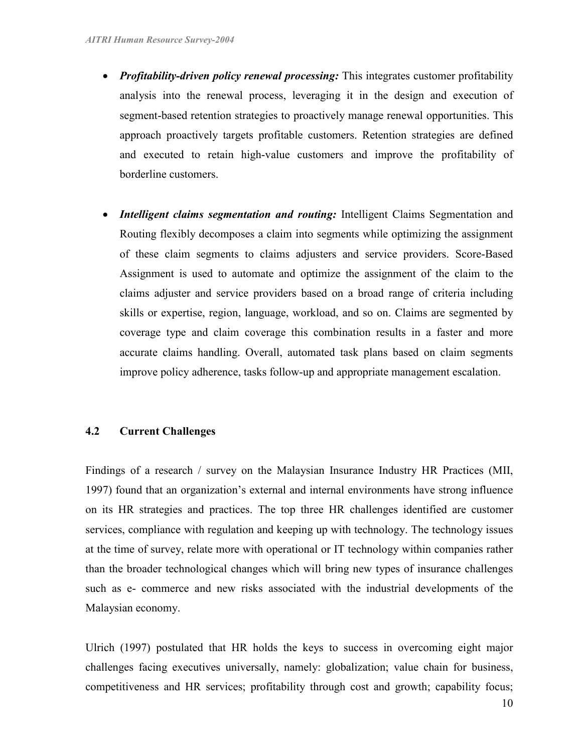- ***Profitability-driven policy renewal processing:*** This integrates customer profitability analysis into the renewal process, leveraging it in the design and execution of segment-based retention strategies to proactively manage renewal opportunities. This approach proactively targets profitable customers. Retention strategies are defined and executed to retain high-value customers and improve the profitability of borderline customers.

- ***Intelligent claims segmentation and routing:*** Intelligent Claims Segmentation and Routing flexibly decomposes a claim into segments while optimizing the assignment of these claim segments to claims adjusters and service providers. Score-Based Assignment is used to automate and optimize the assignment of the claim to the claims adjuster and service providers based on a broad range of criteria including skills or expertise, region, language, workload, and so on. Claims are segmented by coverage type and claim coverage this combination results in a faster and more accurate claims handling. Overall, automated task plans based on claim segments improve policy adherence, tasks follow-up and appropriate management escalation.

### 4.2 Current Challenges

Findings of a research / survey on the Malaysian Insurance Industry HR Practices (MII, 1997) found that an organization's external and internal environments have strong influence on its HR strategies and practices. The top three HR challenges identified are customer services, compliance with regulation and keeping up with technology. The technology issues at the time of survey, relate more with operational or IT technology within companies rather than the broader technological changes which will bring new types of insurance challenges such as e- commerce and new risks associated with the industrial developments of the Malaysian economy.

Ulrich (1997) postulated that HR holds the keys to success in overcoming eight major challenges facing executives universally, namely: globalization; value chain for business, competitiveness and HR services; profitability through cost and growth; capability focus;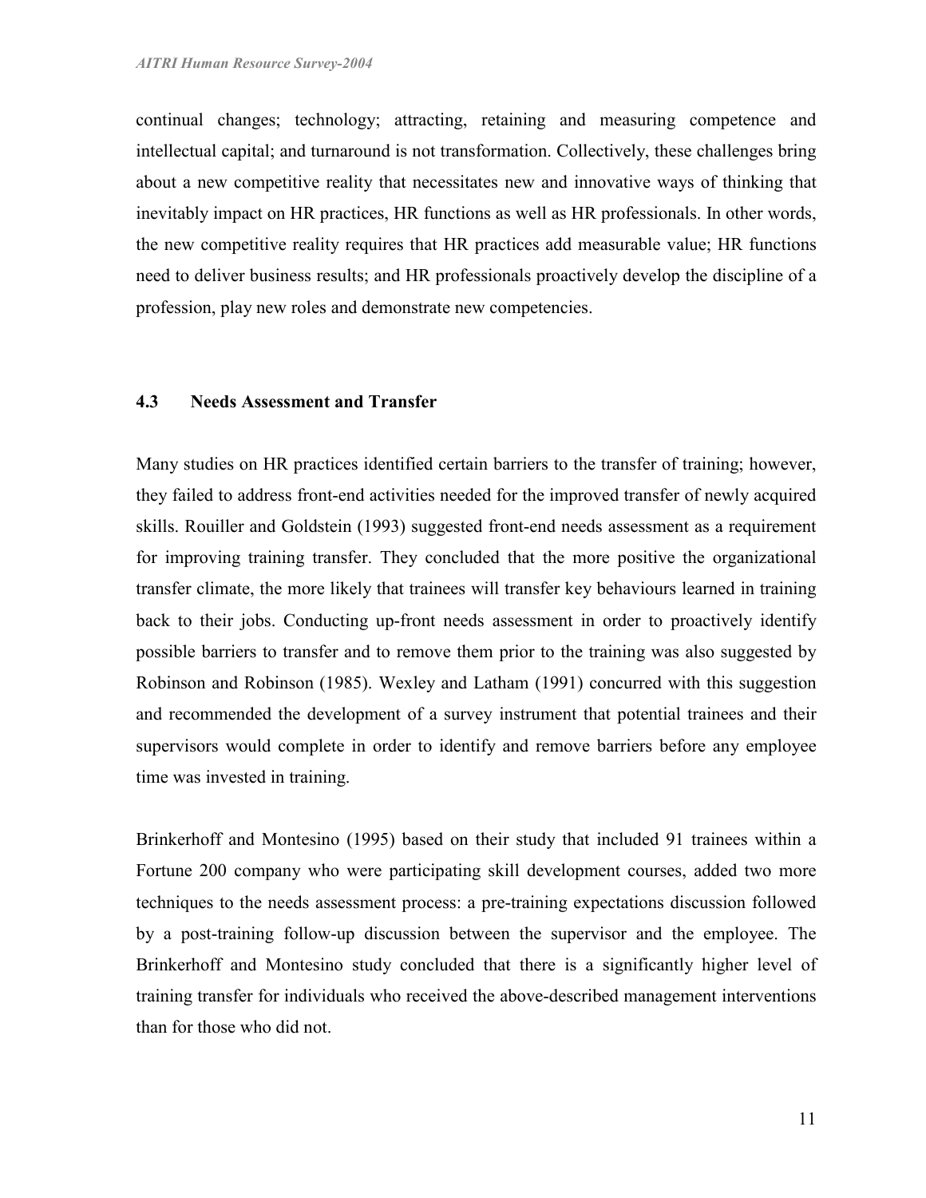continual changes; technology; attracting, retaining and measuring competence and intellectual capital; and turnaround is not transformation. Collectively, these challenges bring about a new competitive reality that necessitates new and innovative ways of thinking that inevitably impact on HR practices, HR functions as well as HR professionals. In other words, the new competitive reality requires that HR practices add measurable value; HR functions need to deliver business results; and HR professionals proactively develop the discipline of a profession, play new roles and demonstrate new competencies.

### 4.3 Needs Assessment and Transfer

Many studies on HR practices identified certain barriers to the transfer of training; however, they failed to address front-end activities needed for the improved transfer of newly acquired skills. Rouiller and Goldstein (1993) suggested front-end needs assessment as a requirement for improving training transfer. They concluded that the more positive the organizational transfer climate, the more likely that trainees will transfer key behaviours learned in training back to their jobs. Conducting up-front needs assessment in order to proactively identify possible barriers to transfer and to remove them prior to the training was also suggested by Robinson and Robinson (1985). Wexley and Latham (1991) concurred with this suggestion and recommended the development of a survey instrument that potential trainees and their supervisors would complete in order to identify and remove barriers before any employee time was invested in training.

Brinkerhoff and Montesino (1995) based on their study that included 91 trainees within a Fortune 200 company who were participating skill development courses, added two more techniques to the needs assessment process: a pre-training expectations discussion followed by a post-training follow-up discussion between the supervisor and the employee. The Brinkerhoff and Montesino study concluded that there is a significantly higher level of training transfer for individuals who received the above-described management interventions than for those who did not.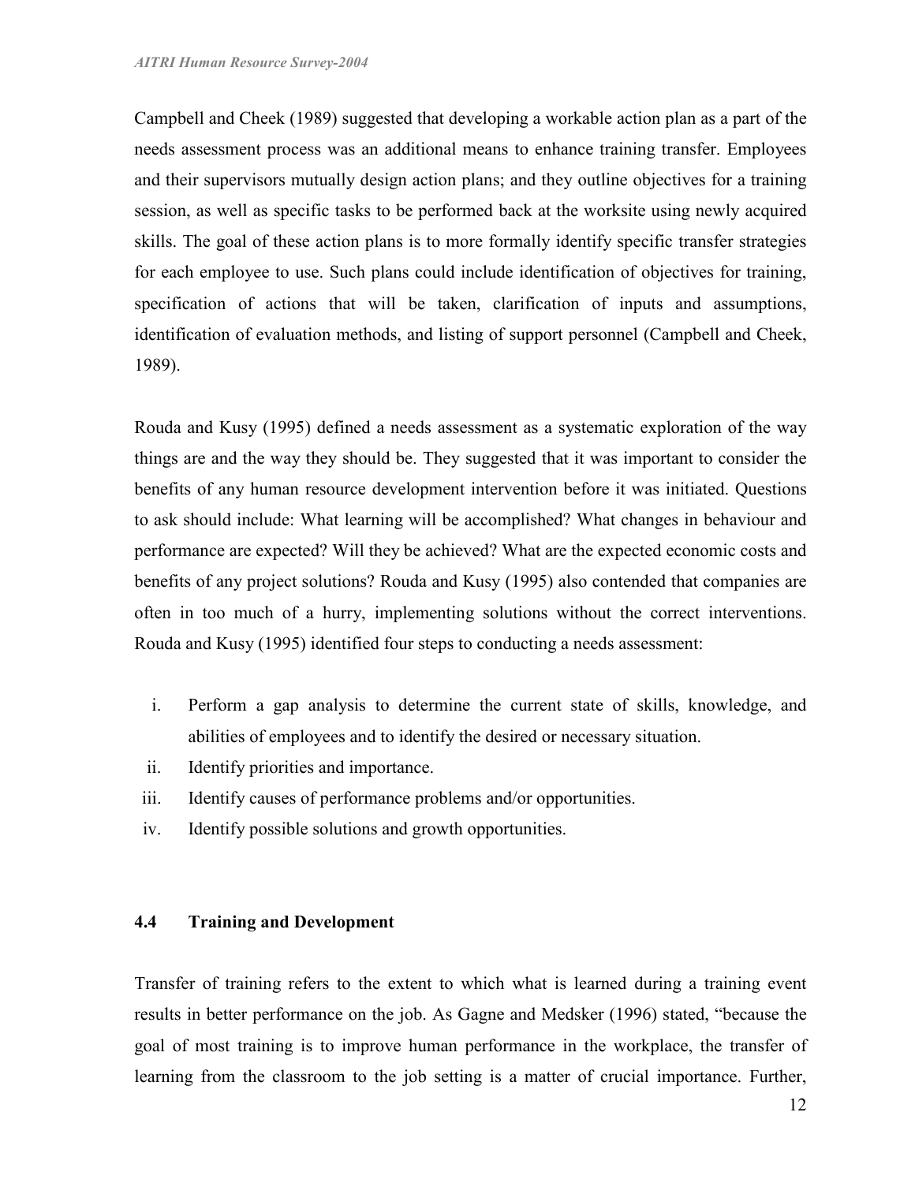Campbell and Cheek (1989) suggested that developing a workable action plan as a part of the needs assessment process was an additional means to enhance training transfer. Employees and their supervisors mutually design action plans; and they outline objectives for a training session, as well as specific tasks to be performed back at the worksite using newly acquired skills. The goal of these action plans is to more formally identify specific transfer strategies for each employee to use. Such plans could include identification of objectives for training, specification of actions that will be taken, clarification of inputs and assumptions, identification of evaluation methods, and listing of support personnel (Campbell and Cheek, 1989).

Rouda and Kusy (1995) defined a needs assessment as a systematic exploration of the way things are and the way they should be. They suggested that it was important to consider the benefits of any human resource development intervention before it was initiated. Questions to ask should include: What learning will be accomplished? What changes in behaviour and performance are expected? Will they be achieved? What are the expected economic costs and benefits of any project solutions? Rouda and Kusy (1995) also contended that companies are often in too much of a hurry, implementing solutions without the correct interventions. Rouda and Kusy (1995) identified four steps to conducting a needs assessment:

i. Perform a gap analysis to determine the current state of skills, knowledge, and abilities of employees and to identify the desired or necessary situation.
ii. Identify priorities and importance.
iii. Identify causes of performance problems and/or opportunities.
iv. Identify possible solutions and growth opportunities.

## 4.4 Training and Development

Transfer of training refers to the extent to which what is learned during a training event results in better performance on the job. As Gagne and Medsker (1996) stated, "because the goal of most training is to improve human performance in the workplace, the transfer of learning from the classroom to the job setting is a matter of crucial importance. Further,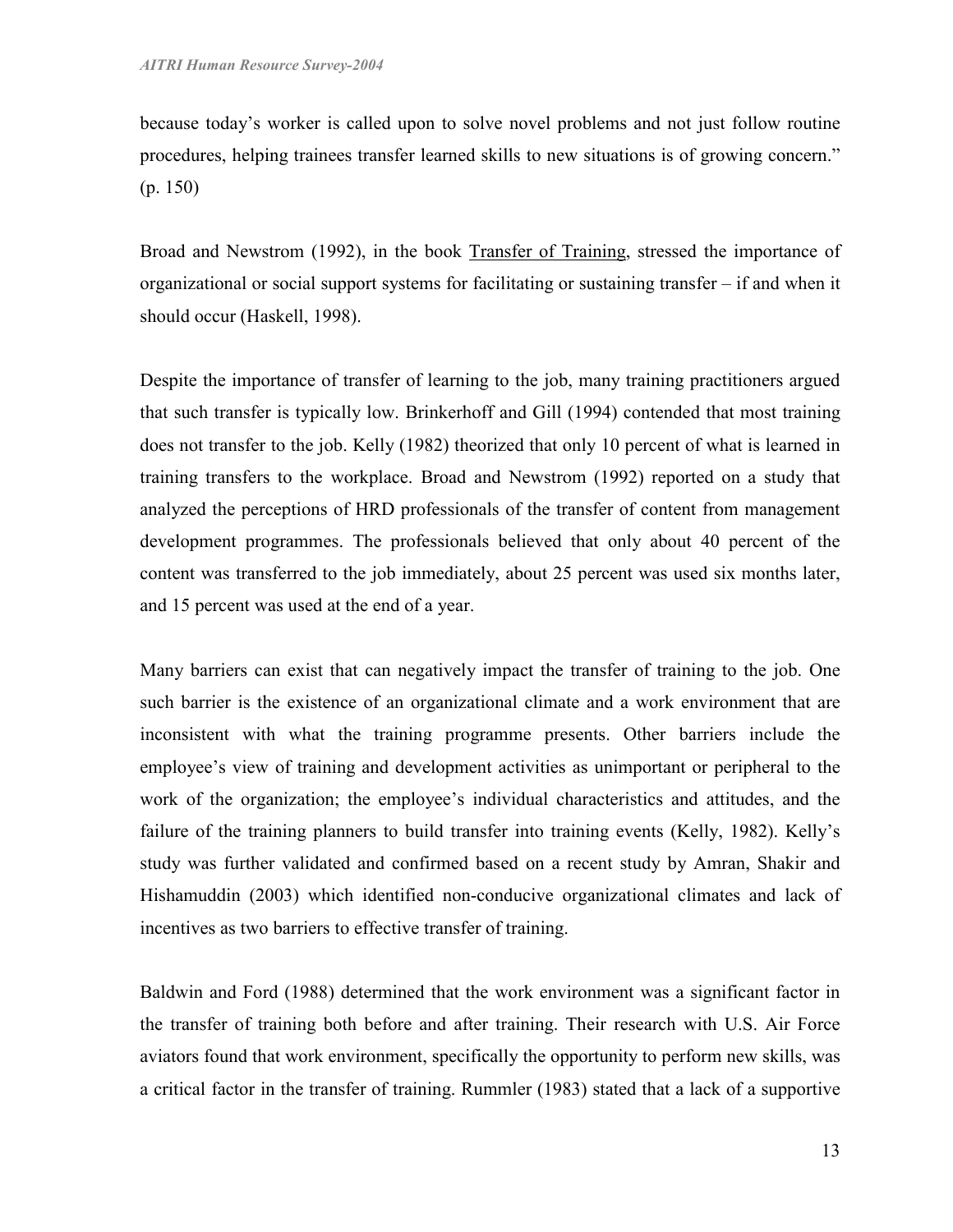because today's worker is called upon to solve novel problems and not just follow routine procedures, helping trainees transfer learned skills to new situations is of growing concern." (p. 150)

Broad and Newstrom (1992), in the book Transfer of Training, stressed the importance of organizational or social support systems for facilitating or sustaining transfer – if and when it should occur (Haskell, 1998).

Despite the importance of transfer of learning to the job, many training practitioners argued that such transfer is typically low. Brinkerhoff and Gill (1994) contended that most training does not transfer to the job. Kelly (1982) theorized that only 10 percent of what is learned in training transfers to the workplace. Broad and Newstrom (1992) reported on a study that analyzed the perceptions of HRD professionals of the transfer of content from management development programmes. The professionals believed that only about 40 percent of the content was transferred to the job immediately, about 25 percent was used six months later, and 15 percent was used at the end of a year.

Many barriers can exist that can negatively impact the transfer of training to the job. One such barrier is the existence of an organizational climate and a work environment that are inconsistent with what the training programme presents. Other barriers include the employee's view of training and development activities as unimportant or peripheral to the work of the organization; the employee's individual characteristics and attitudes, and the failure of the training planners to build transfer into training events (Kelly, 1982). Kelly's study was further validated and confirmed based on a recent study by Amran, Shakir and Hishamuddin (2003) which identified non-conducive organizational climates and lack of incentives as two barriers to effective transfer of training.

Baldwin and Ford (1988) determined that the work environment was a significant factor in the transfer of training both before and after training. Their research with U.S. Air Force aviators found that work environment, specifically the opportunity to perform new skills, was a critical factor in the transfer of training. Rummler (1983) stated that a lack of a supportive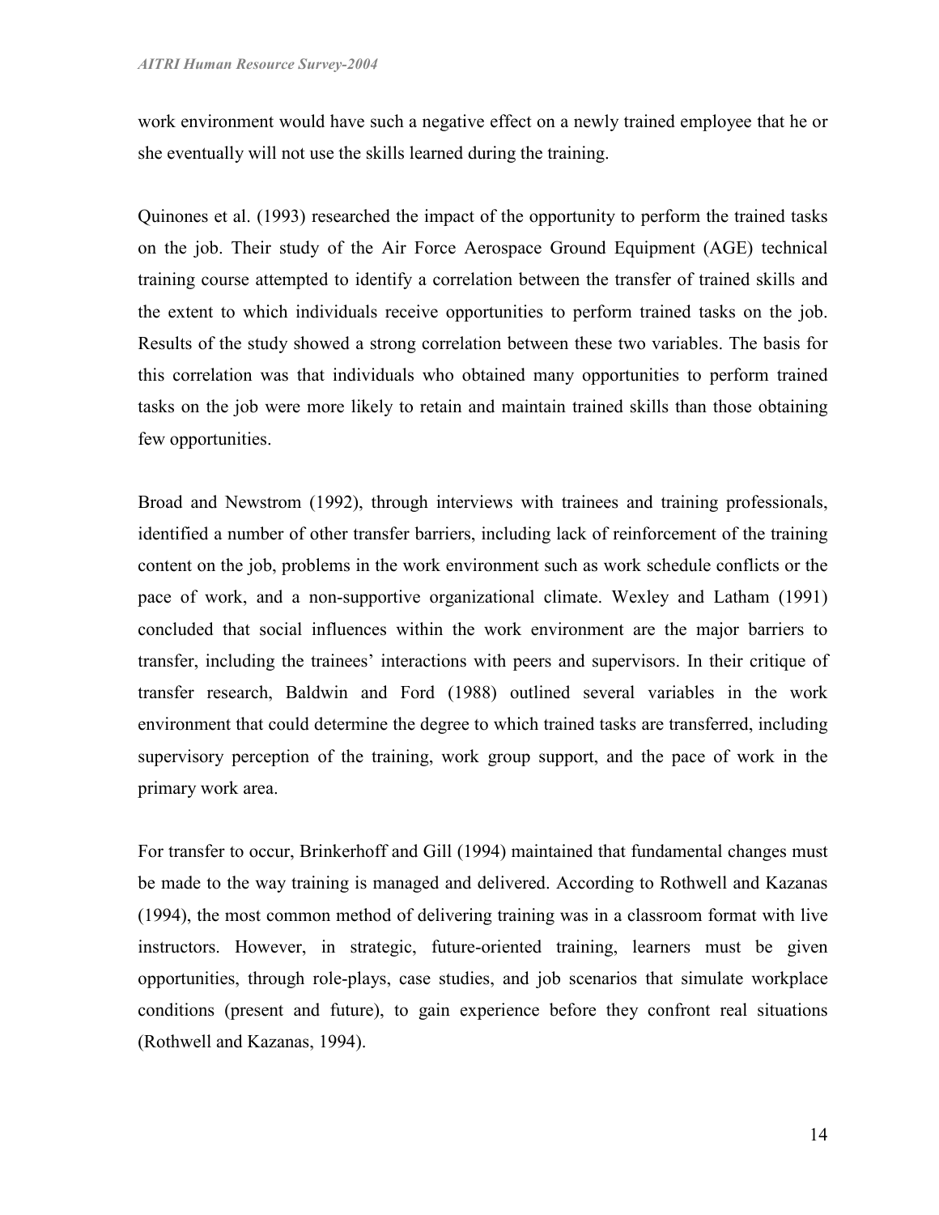work environment would have such a negative effect on a newly trained employee that he or she eventually will not use the skills learned during the training.

Quinones et al. (1993) researched the impact of the opportunity to perform the trained tasks on the job. Their study of the Air Force Aerospace Ground Equipment (AGE) technical training course attempted to identify a correlation between the transfer of trained skills and the extent to which individuals receive opportunities to perform trained tasks on the job. Results of the study showed a strong correlation between these two variables. The basis for this correlation was that individuals who obtained many opportunities to perform trained tasks on the job were more likely to retain and maintain trained skills than those obtaining few opportunities.

Broad and Newstrom (1992), through interviews with trainees and training professionals, identified a number of other transfer barriers, including lack of reinforcement of the training content on the job, problems in the work environment such as work schedule conflicts or the pace of work, and a non-supportive organizational climate. Wexley and Latham (1991) concluded that social influences within the work environment are the major barriers to transfer, including the trainees' interactions with peers and supervisors. In their critique of transfer research, Baldwin and Ford (1988) outlined several variables in the work environment that could determine the degree to which trained tasks are transferred, including supervisory perception of the training, work group support, and the pace of work in the primary work area.

For transfer to occur, Brinkerhoff and Gill (1994) maintained that fundamental changes must be made to the way training is managed and delivered. According to Rothwell and Kazanas (1994), the most common method of delivering training was in a classroom format with live instructors. However, in strategic, future-oriented training, learners must be given opportunities, through role-plays, case studies, and job scenarios that simulate workplace conditions (present and future), to gain experience before they confront real situations (Rothwell and Kazanas, 1994).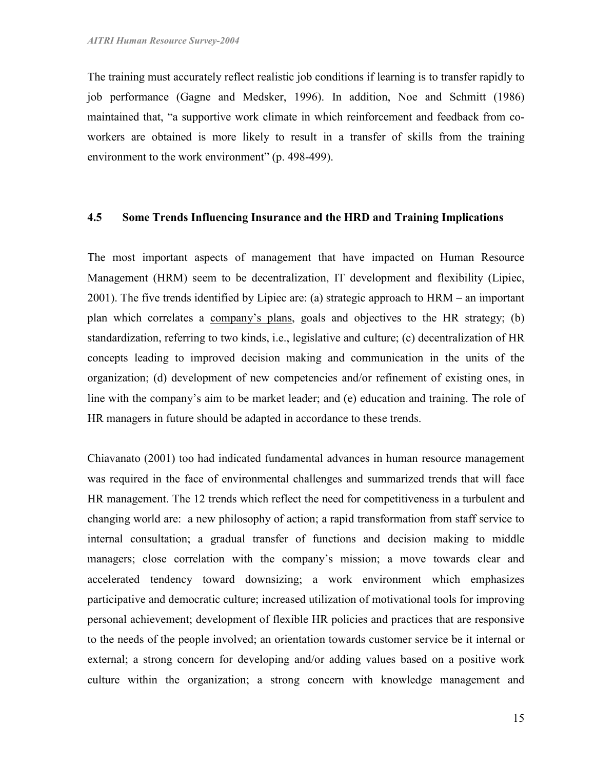The training must accurately reflect realistic job conditions if learning is to transfer rapidly to job performance (Gagne and Medsker, 1996). In addition, Noe and Schmitt (1986) maintained that, "a supportive work climate in which reinforcement and feedback from co-workers are obtained is more likely to result in a transfer of skills from the training environment to the work environment" (p. 498-499).

### 4.5 Some Trends Influencing Insurance and the HRD and Training Implications

The most important aspects of management that have impacted on Human Resource Management (HRM) seem to be decentralization, IT development and flexibility (Lipiec, 2001). The five trends identified by Lipiec are: (a) strategic approach to HRM – an important plan which correlates a company's plans, goals and objectives to the HR strategy; (b) standardization, referring to two kinds, i.e., legislative and culture; (c) decentralization of HR concepts leading to improved decision making and communication in the units of the organization; (d) development of new competencies and/or refinement of existing ones, in line with the company's aim to be market leader; and (e) education and training. The role of HR managers in future should be adapted in accordance to these trends.

Chiavanato (2001) too had indicated fundamental advances in human resource management was required in the face of environmental challenges and summarized trends that will face HR management. The 12 trends which reflect the need for competitiveness in a turbulent and changing world are: a new philosophy of action; a rapid transformation from staff service to internal consultation; a gradual transfer of functions and decision making to middle managers; close correlation with the company's mission; a move towards clear and accelerated tendency toward downsizing; a work environment which emphasizes participative and democratic culture; increased utilization of motivational tools for improving personal achievement; development of flexible HR policies and practices that are responsive to the needs of the people involved; an orientation towards customer service be it internal or external; a strong concern for developing and/or adding values based on a positive work culture within the organization; a strong concern with knowledge management and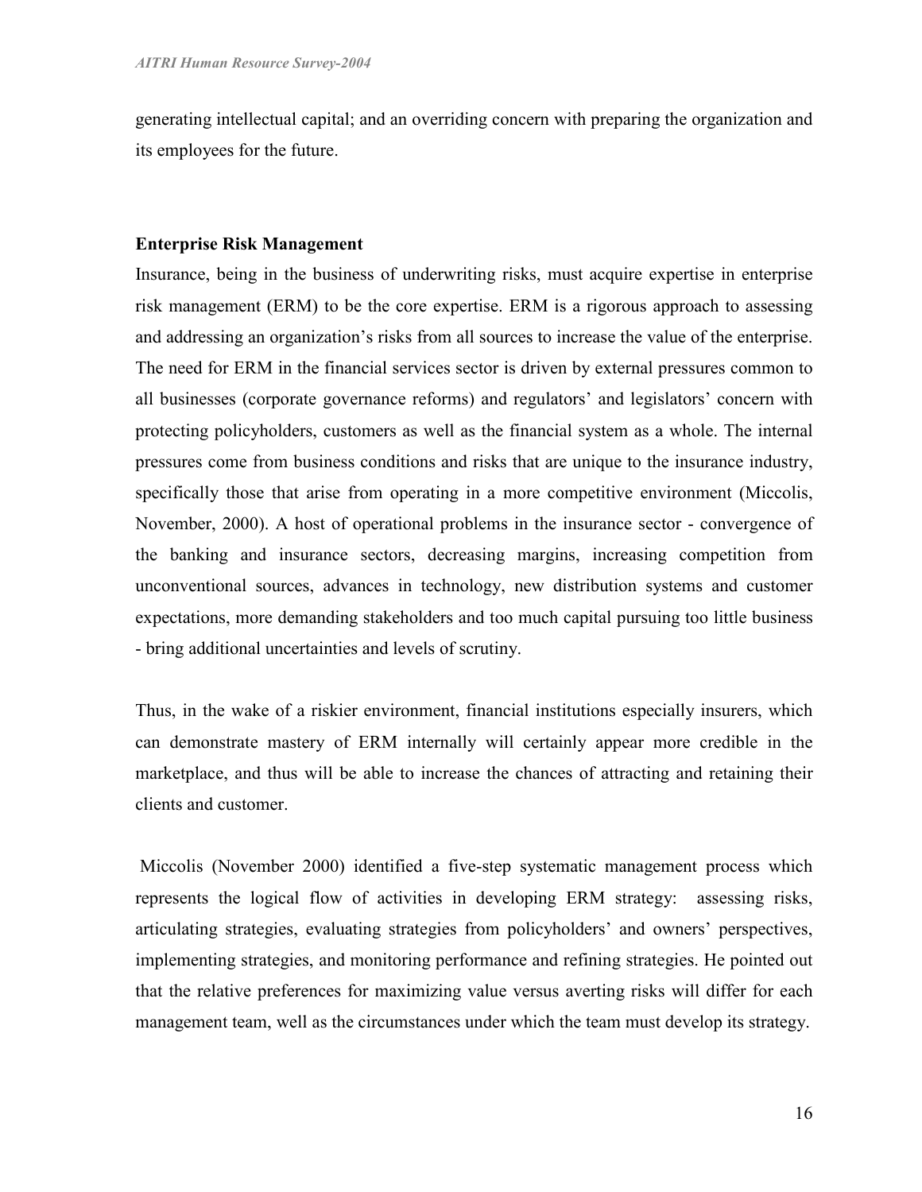generating intellectual capital; and an overriding concern with preparing the organization and its employees for the future.

**Enterprise Risk Management**

Insurance, being in the business of underwriting risks, must acquire expertise in enterprise risk management (ERM) to be the core expertise. ERM is a rigorous approach to assessing and addressing an organization's risks from all sources to increase the value of the enterprise. The need for ERM in the financial services sector is driven by external pressures common to all businesses (corporate governance reforms) and regulators' and legislators' concern with protecting policyholders, customers as well as the financial system as a whole. The internal pressures come from business conditions and risks that are unique to the insurance industry, specifically those that arise from operating in a more competitive environment (Miccolis, November, 2000). A host of operational problems in the insurance sector - convergence of the banking and insurance sectors, decreasing margins, increasing competition from unconventional sources, advances in technology, new distribution systems and customer expectations, more demanding stakeholders and too much capital pursuing too little business - bring additional uncertainties and levels of scrutiny.

Thus, in the wake of a riskier environment, financial institutions especially insurers, which can demonstrate mastery of ERM internally will certainly appear more credible in the marketplace, and thus will be able to increase the chances of attracting and retaining their clients and customer.

Miccolis (November 2000) identified a five-step systematic management process which represents the logical flow of activities in developing ERM strategy: assessing risks, articulating strategies, evaluating strategies from policyholders' and owners' perspectives, implementing strategies, and monitoring performance and refining strategies. He pointed out that the relative preferences for maximizing value versus averting risks will differ for each management team, well as the circumstances under which the team must develop its strategy.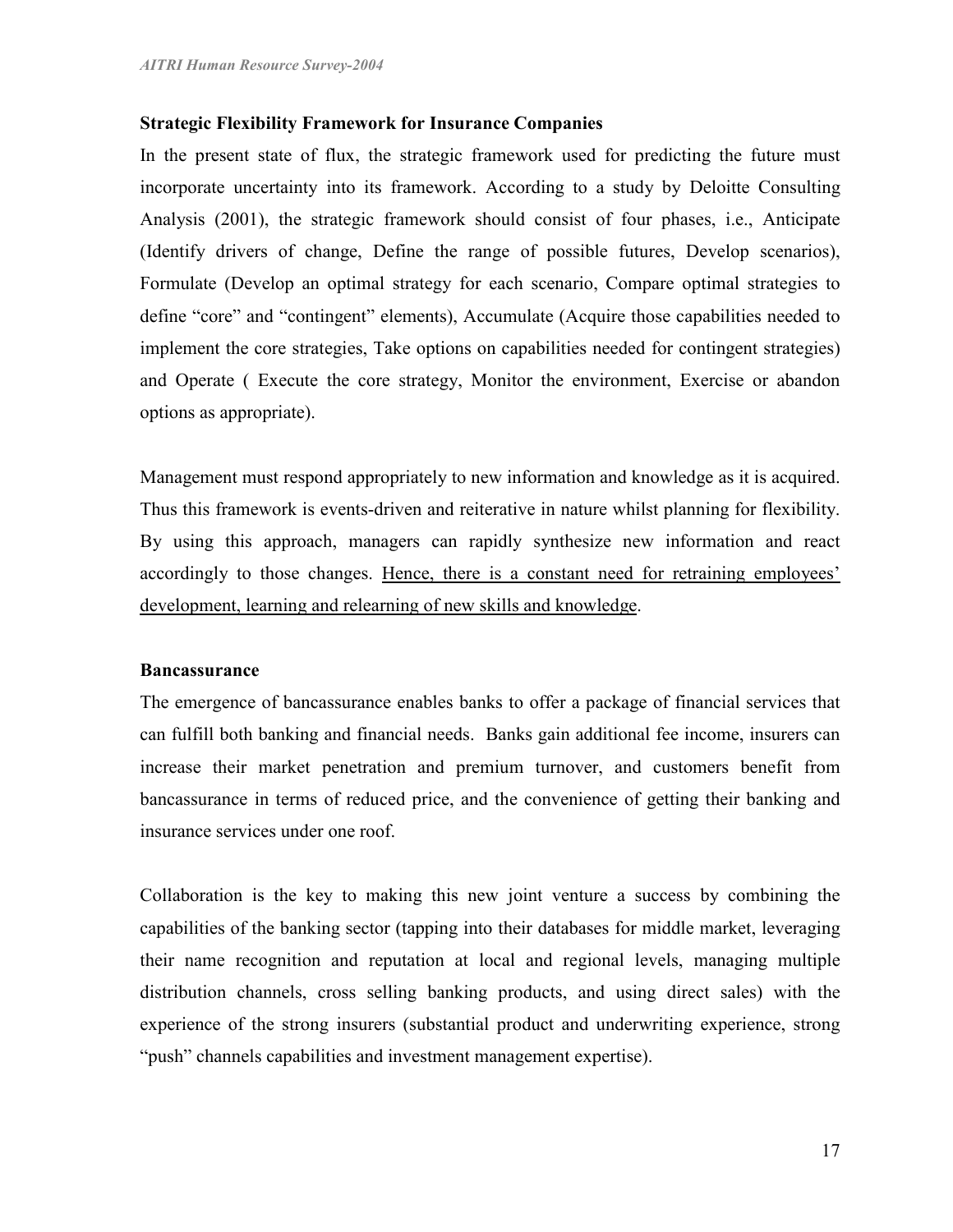**Strategic Flexibility Framework for Insurance Companies**

In the present state of flux, the strategic framework used for predicting the future must incorporate uncertainty into its framework. According to a study by Deloitte Consulting Analysis (2001), the strategic framework should consist of four phases, i.e., Anticipate (Identify drivers of change, Define the range of possible futures, Develop scenarios), Formulate (Develop an optimal strategy for each scenario, Compare optimal strategies to define "core" and "contingent" elements), Accumulate (Acquire those capabilities needed to implement the core strategies, Take options on capabilities needed for contingent strategies) and Operate ( Execute the core strategy, Monitor the environment, Exercise or abandon options as appropriate).

Management must respond appropriately to new information and knowledge as it is acquired. Thus this framework is events-driven and reiterative in nature whilst planning for flexibility. By using this approach, managers can rapidly synthesize new information and react accordingly to those changes. <u>Hence, there is a constant need for retraining employees' development, learning and relearning of new skills and knowledge</u>.

**Bancassurance**

The emergence of bancassurance enables banks to offer a package of financial services that can fulfill both banking and financial needs. Banks gain additional fee income, insurers can increase their market penetration and premium turnover, and customers benefit from bancassurance in terms of reduced price, and the convenience of getting their banking and insurance services under one roof.

Collaboration is the key to making this new joint venture a success by combining the capabilities of the banking sector (tapping into their databases for middle market, leveraging their name recognition and reputation at local and regional levels, managing multiple distribution channels, cross selling banking products, and using direct sales) with the experience of the strong insurers (substantial product and underwriting experience, strong "push" channels capabilities and investment management expertise).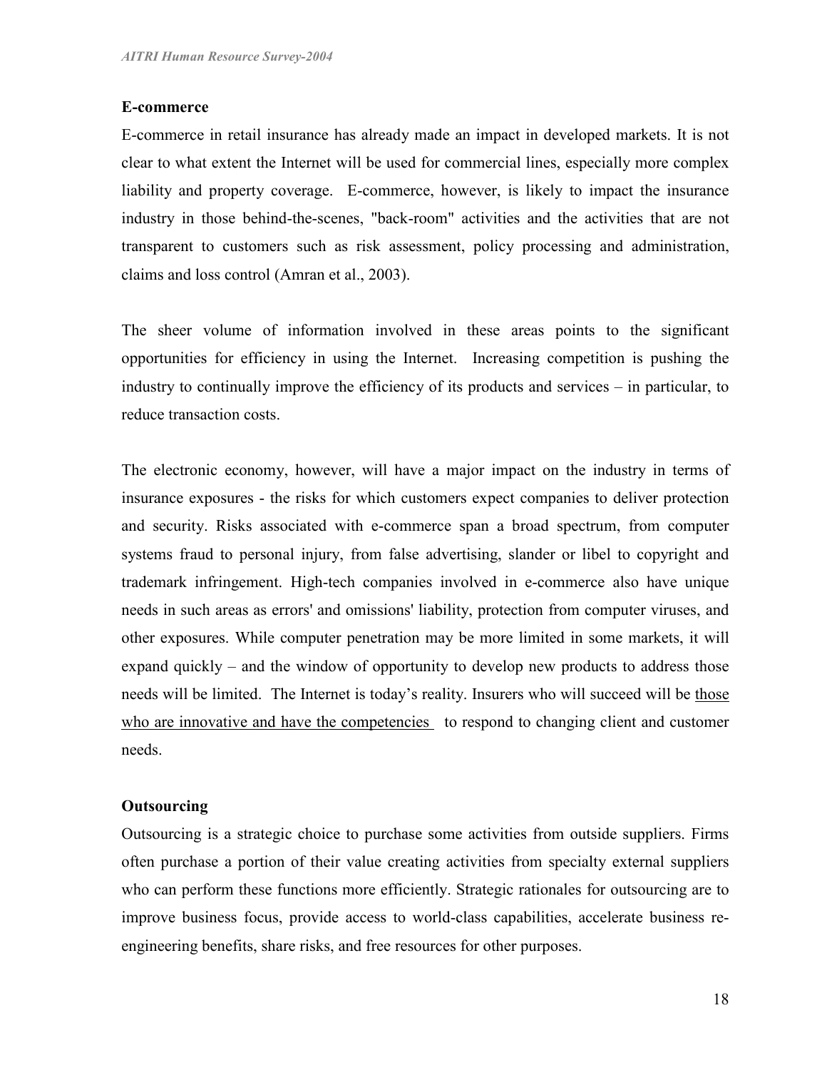### E-commerce

E-commerce in retail insurance has already made an impact in developed markets. It is not clear to what extent the Internet will be used for commercial lines, especially more complex liability and property coverage. E-commerce, however, is likely to impact the insurance industry in those behind-the-scenes, "back-room" activities and the activities that are not transparent to customers such as risk assessment, policy processing and administration, claims and loss control (Amran et al., 2003).

The sheer volume of information involved in these areas points to the significant opportunities for efficiency in using the Internet. Increasing competition is pushing the industry to continually improve the efficiency of its products and services – in particular, to reduce transaction costs.

The electronic economy, however, will have a major impact on the industry in terms of insurance exposures - the risks for which customers expect companies to deliver protection and security. Risks associated with e-commerce span a broad spectrum, from computer systems fraud to personal injury, from false advertising, slander or libel to copyright and trademark infringement. High-tech companies involved in e-commerce also have unique needs in such areas as errors' and omissions' liability, protection from computer viruses, and other exposures. While computer penetration may be more limited in some markets, it will expand quickly – and the window of opportunity to develop new products to address those needs will be limited. The Internet is today's reality. Insurers who will succeed will be <u>those who are innovative and have the competencies</u> to respond to changing client and customer needs.

### Outsourcing

Outsourcing is a strategic choice to purchase some activities from outside suppliers. Firms often purchase a portion of their value creating activities from specialty external suppliers who can perform these functions more efficiently. Strategic rationales for outsourcing are to improve business focus, provide access to world-class capabilities, accelerate business re-engineering benefits, share risks, and free resources for other purposes.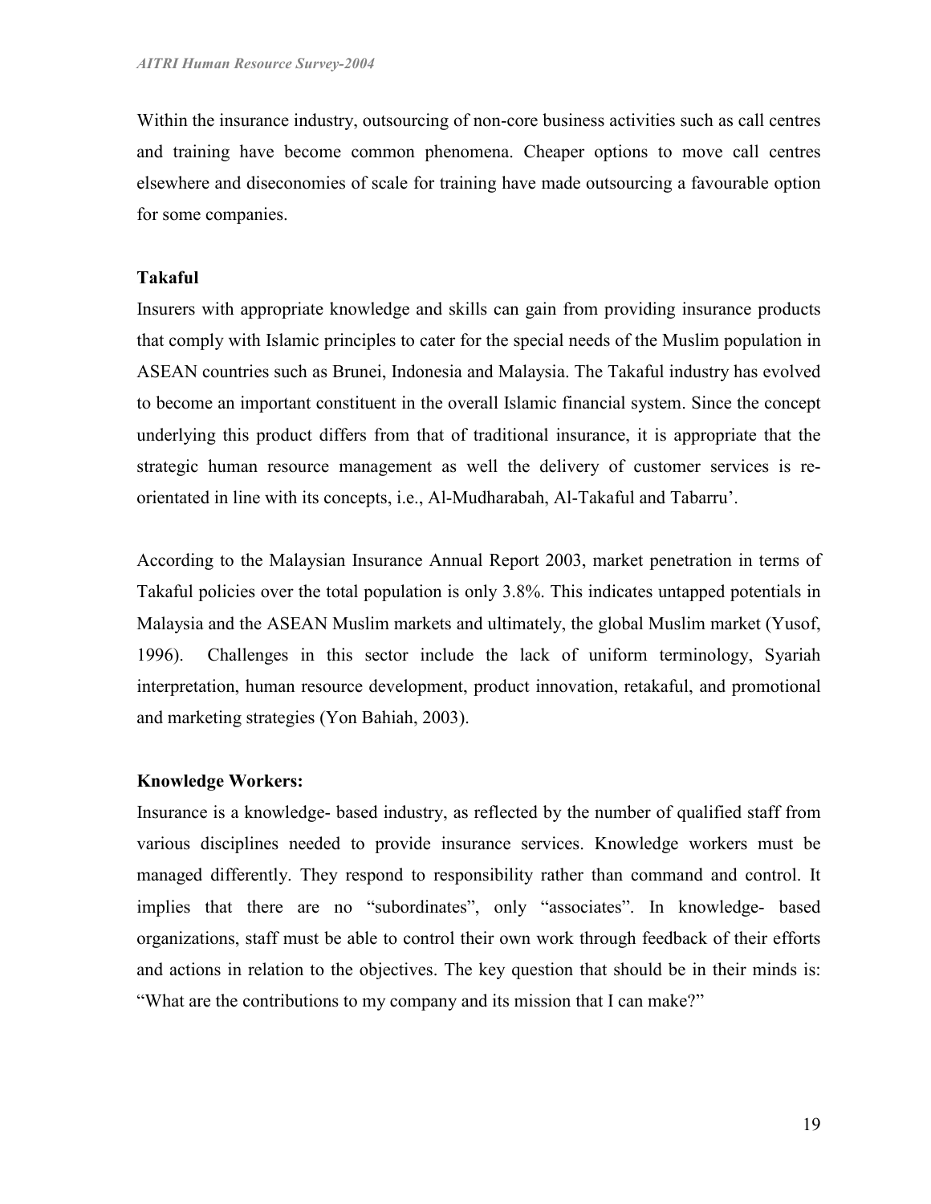Within the insurance industry, outsourcing of non-core business activities such as call centres and training have become common phenomena. Cheaper options to move call centres elsewhere and diseconomies of scale for training have made outsourcing a favourable option for some companies.

**Takaful**

Insurers with appropriate knowledge and skills can gain from providing insurance products that comply with Islamic principles to cater for the special needs of the Muslim population in ASEAN countries such as Brunei, Indonesia and Malaysia. The Takaful industry has evolved to become an important constituent in the overall Islamic financial system. Since the concept underlying this product differs from that of traditional insurance, it is appropriate that the strategic human resource management as well the delivery of customer services is re-orientated in line with its concepts, i.e., Al-Mudharabah, Al-Takaful and Tabarru'.

According to the Malaysian Insurance Annual Report 2003, market penetration in terms of Takaful policies over the total population is only 3.8%. This indicates untapped potentials in Malaysia and the ASEAN Muslim markets and ultimately, the global Muslim market (Yusof, 1996). Challenges in this sector include the lack of uniform terminology, Syariah interpretation, human resource development, product innovation, retakaful, and promotional and marketing strategies (Yon Bahiah, 2003).

**Knowledge Workers:**

Insurance is a knowledge- based industry, as reflected by the number of qualified staff from various disciplines needed to provide insurance services. Knowledge workers must be managed differently. They respond to responsibility rather than command and control. It implies that there are no "subordinates", only "associates". In knowledge- based organizations, staff must be able to control their own work through feedback of their efforts and actions in relation to the objectives. The key question that should be in their minds is: "What are the contributions to my company and its mission that I can make?"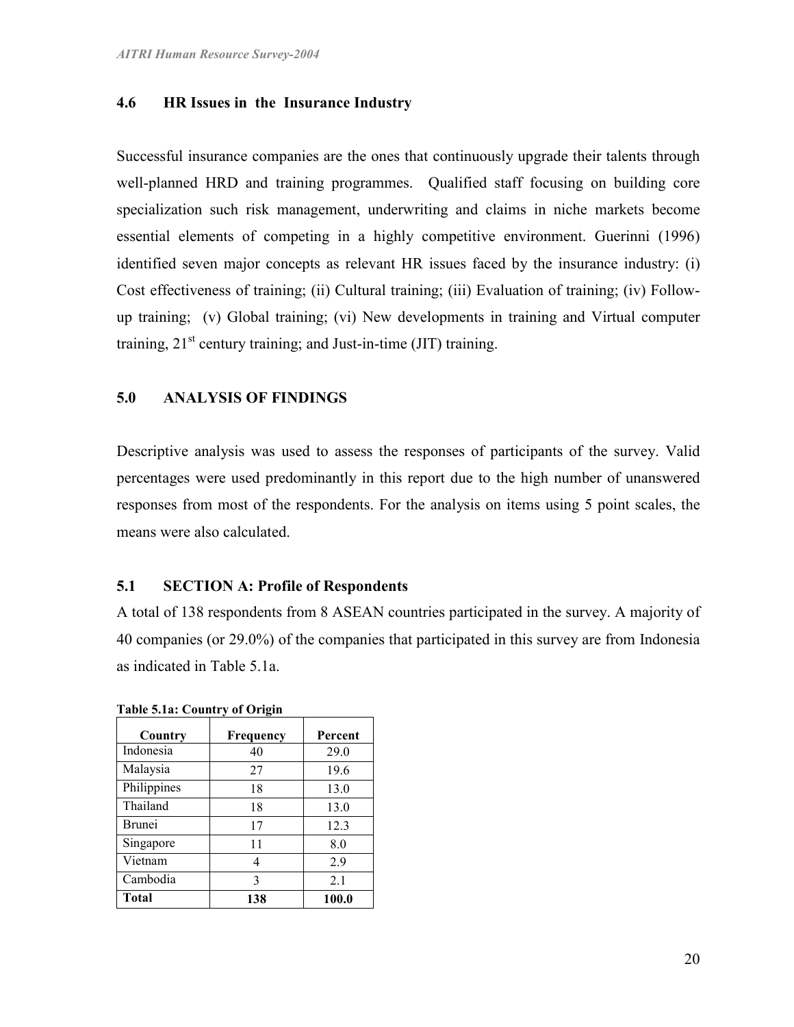### 4.6 HR Issues in the Insurance Industry

Successful insurance companies are the ones that continuously upgrade their talents through well-planned HRD and training programmes. Qualified staff focusing on building core specialization such risk management, underwriting and claims in niche markets become essential elements of competing in a highly competitive environment. Guerinni (1996) identified seven major concepts as relevant HR issues faced by the insurance industry: (i) Cost effectiveness of training; (ii) Cultural training; (iii) Evaluation of training; (iv) Follow-up training; (v) Global training; (vi) New developments in training and Virtual computer training, 21st century training; and Just-in-time (JIT) training.

## 5.0 ANALYSIS OF FINDINGS

Descriptive analysis was used to assess the responses of participants of the survey. Valid percentages were used predominantly in this report due to the high number of unanswered responses from most of the respondents. For the analysis on items using 5 point scales, the means were also calculated.

### 5.1 SECTION A: Profile of Respondents

A total of 138 respondents from 8 ASEAN countries participated in the survey. A majority of 40 companies (or 29.0%) of the companies that participated in this survey are from Indonesia as indicated in Table 5.1a.

**Table 5.1a: Country of Origin**

| Country | Frequency | Percent |
|---|---|---|
| Indonesia | 40 | 29.0 |
| Malaysia | 27 | 19.6 |
| Philippines | 18 | 13.0 |
| Thailand | 18 | 13.0 |
| Brunei | 17 | 12.3 |
| Singapore | 11 | 8.0 |
| Vietnam | 4 | 2.9 |
| Cambodia | 3 | 2.1 |
| **Total** | **138** | **100.0** |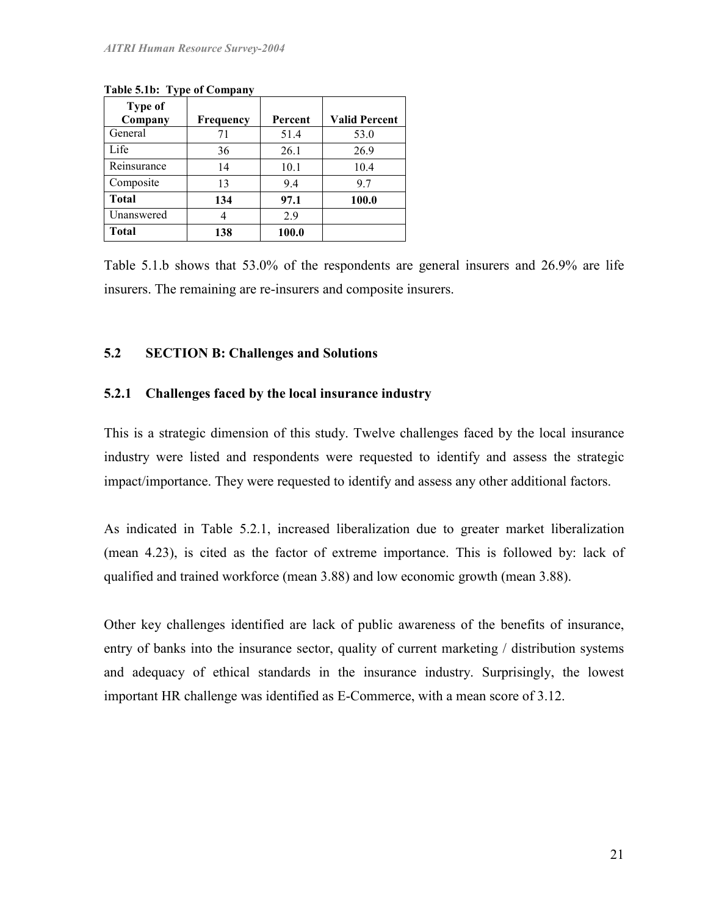**Table 5.1b: Type of Company**

| Type of Company | Frequency | Percent | Valid Percent |
|---|---|---|---|
| General | 71 | 51.4 | 53.0 |
| Life | 36 | 26.1 | 26.9 |
| Reinsurance | 14 | 10.1 | 10.4 |
| Composite | 13 | 9.4 | 9.7 |
| **Total** | **134** | **97.1** | **100.0** |
| Unanswered | 4 | 2.9 | |
| **Total** | **138** | **100.0** | |

Table 5.1.b shows that 53.0% of the respondents are general insurers and 26.9% are life insurers. The remaining are re-insurers and composite insurers.

## 5.2 SECTION B: Challenges and Solutions

### 5.2.1 Challenges faced by the local insurance industry

This is a strategic dimension of this study. Twelve challenges faced by the local insurance industry were listed and respondents were requested to identify and assess the strategic impact/importance. They were requested to identify and assess any other additional factors.

As indicated in Table 5.2.1, increased liberalization due to greater market liberalization (mean 4.23), is cited as the factor of extreme importance. This is followed by: lack of qualified and trained workforce (mean 3.88) and low economic growth (mean 3.88).

Other key challenges identified are lack of public awareness of the benefits of insurance, entry of banks into the insurance sector, quality of current marketing / distribution systems and adequacy of ethical standards in the insurance industry. Surprisingly, the lowest important HR challenge was identified as E-Commerce, with a mean score of 3.12.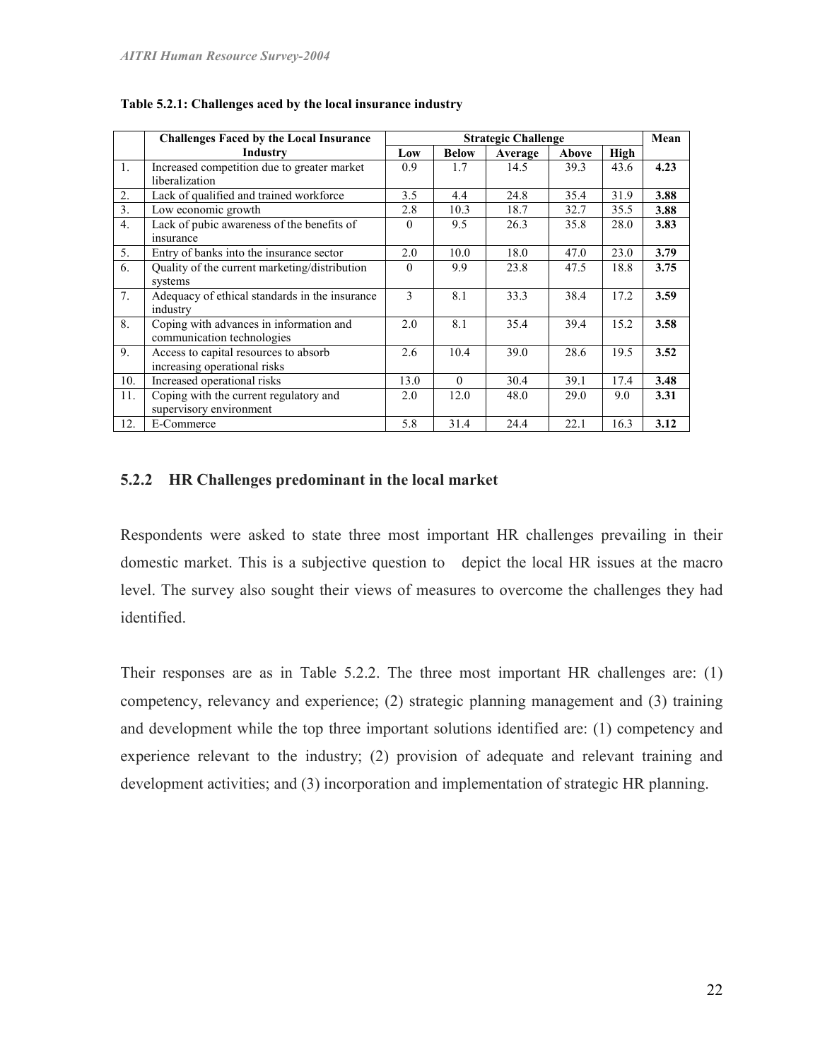**Table 5.2.1: Challenges aced by the local insurance industry**

| | Challenges Faced by the Local Insurance Industry | Strategic Challenge | | | | | Mean |
|---|---|---|---|---|---|---|---|
| | | Low | Below | Average | Above | High | |
| 1. | Increased competition due to greater market liberalization | 0.9 | 1.7 | 14.5 | 39.3 | 43.6 | **4.23** |
| 2. | Lack of qualified and trained workforce | 3.5 | 4.4 | 24.8 | 35.4 | 31.9 | **3.88** |
| 3. | Low economic growth | 2.8 | 10.3 | 18.7 | 32.7 | 35.5 | **3.88** |
| 4. | Lack of pubic awareness of the benefits of insurance | 0 | 9.5 | 26.3 | 35.8 | 28.0 | **3.83** |
| 5. | Entry of banks into the insurance sector | 2.0 | 10.0 | 18.0 | 47.0 | 23.0 | **3.79** |
| 6. | Quality of the current marketing/distribution systems | 0 | 9.9 | 23.8 | 47.5 | 18.8 | **3.75** |
| 7. | Adequacy of ethical standards in the insurance industry | 3 | 8.1 | 33.3 | 38.4 | 17.2 | **3.59** |
| 8. | Coping with advances in information and communication technologies | 2.0 | 8.1 | 35.4 | 39.4 | 15.2 | **3.58** |
| 9. | Access to capital resources to absorb increasing operational risks | 2.6 | 10.4 | 39.0 | 28.6 | 19.5 | **3.52** |
| 10. | Increased operational risks | 13.0 | 0 | 30.4 | 39.1 | 17.4 | **3.48** |
| 11. | Coping with the current regulatory and supervisory environment | 2.0 | 12.0 | 48.0 | 29.0 | 9.0 | **3.31** |
| 12. | E-Commerce | 5.8 | 31.4 | 24.4 | 22.1 | 16.3 | **3.12** |

### 5.2.2 HR Challenges predominant in the local market

Respondents were asked to state three most important HR challenges prevailing in their domestic market. This is a subjective question to depict the local HR issues at the macro level. The survey also sought their views of measures to overcome the challenges they had identified.

Their responses are as in Table 5.2.2. The three most important HR challenges are: (1) competency, relevancy and experience; (2) strategic planning management and (3) training and development while the top three important solutions identified are: (1) competency and experience relevant to the industry; (2) provision of adequate and relevant training and development activities; and (3) incorporation and implementation of strategic HR planning.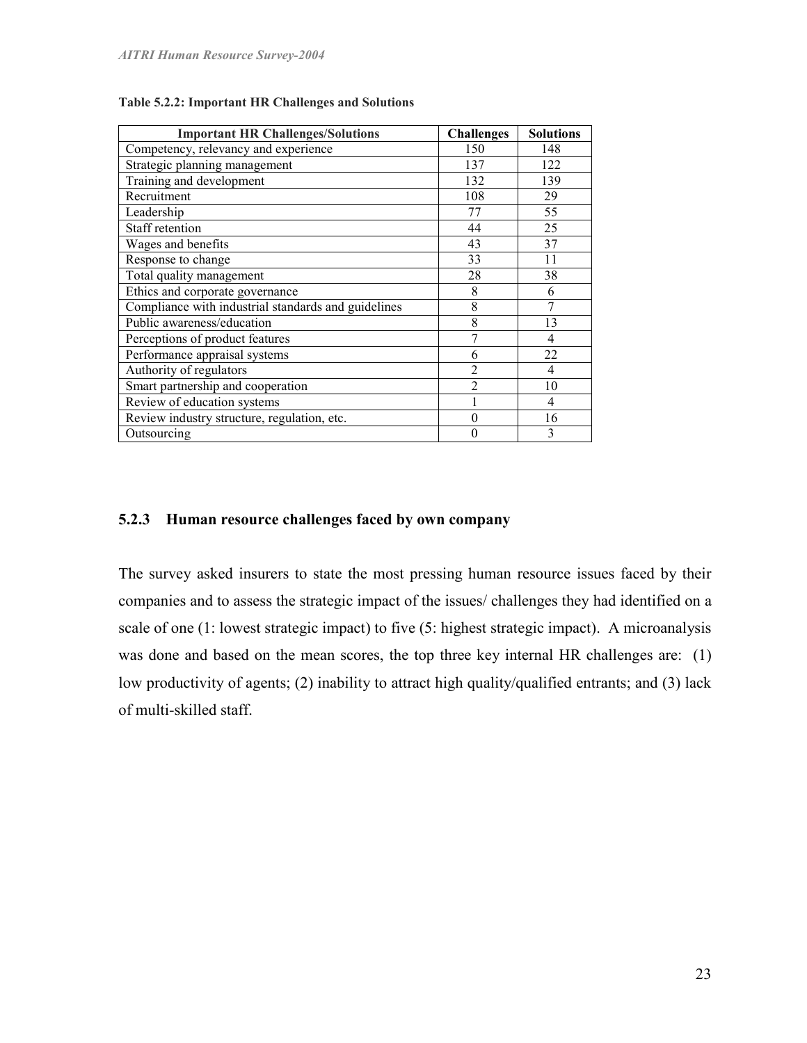**Table 5.2.2: Important HR Challenges and Solutions**

| Important HR Challenges/Solutions | Challenges | Solutions |
|---|---|---|
| Competency, relevancy and experience | 150 | 148 |
| Strategic planning management | 137 | 122 |
| Training and development | 132 | 139 |
| Recruitment | 108 | 29 |
| Leadership | 77 | 55 |
| Staff retention | 44 | 25 |
| Wages and benefits | 43 | 37 |
| Response to change | 33 | 11 |
| Total quality management | 28 | 38 |
| Ethics and corporate governance | 8 | 6 |
| Compliance with industrial standards and guidelines | 8 | 7 |
| Public awareness/education | 8 | 13 |
| Perceptions of product features | 7 | 4 |
| Performance appraisal systems | 6 | 22 |
| Authority of regulators | 2 | 4 |
| Smart partnership and cooperation | 2 | 10 |
| Review of education systems | 1 | 4 |
| Review industry structure, regulation, etc. | 0 | 16 |
| Outsourcing | 0 | 3 |

### 5.2.3 Human resource challenges faced by own company

The survey asked insurers to state the most pressing human resource issues faced by their companies and to assess the strategic impact of the issues/ challenges they had identified on a scale of one (1: lowest strategic impact) to five (5: highest strategic impact). A microanalysis was done and based on the mean scores, the top three key internal HR challenges are: (1) low productivity of agents; (2) inability to attract high quality/qualified entrants; and (3) lack of multi-skilled staff.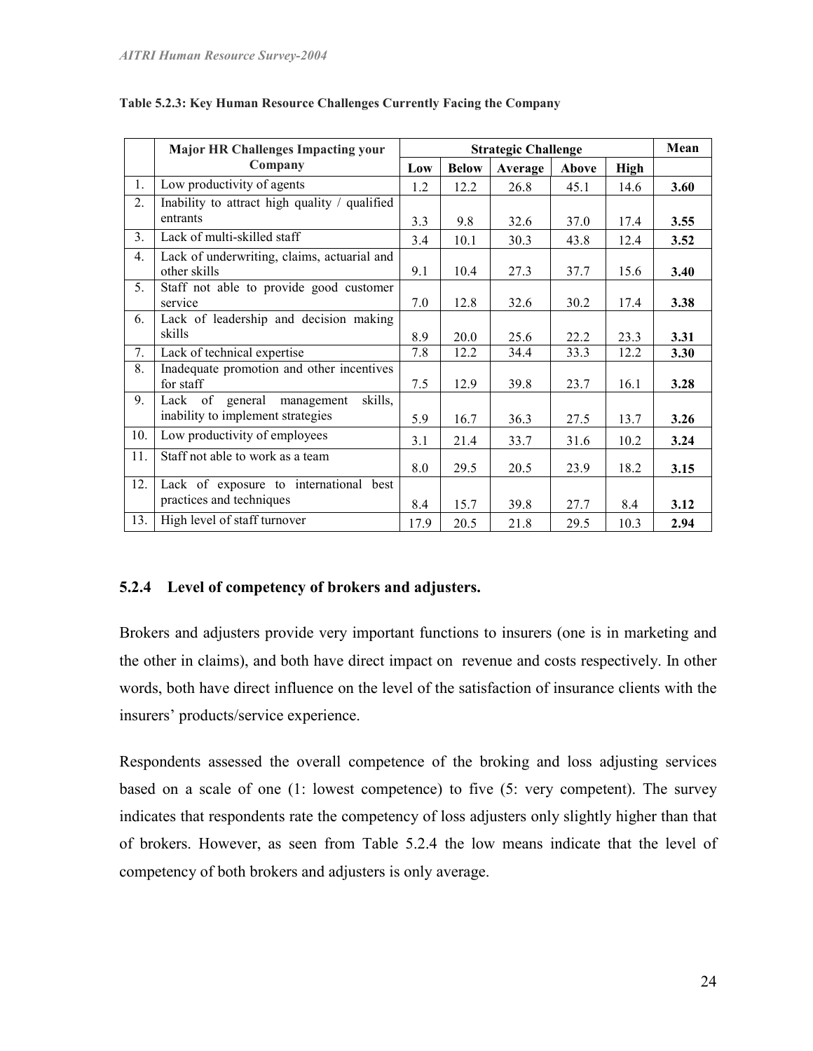**Table 5.2.3: Key Human Resource Challenges Currently Facing the Company**

| | Major HR Challenges Impacting your Company | Strategic Challenge | | | | | Mean |
|---|---|---|---|---|---|---|---|
| | | Low | Below | Average | Above | High | |
| 1. | Low productivity of agents | 1.2 | 12.2 | 26.8 | 45.1 | 14.6 | **3.60** |
| 2. | Inability to attract high quality / qualified entrants | 3.3 | 9.8 | 32.6 | 37.0 | 17.4 | **3.55** |
| 3. | Lack of multi-skilled staff | 3.4 | 10.1 | 30.3 | 43.8 | 12.4 | **3.52** |
| 4. | Lack of underwriting, claims, actuarial and other skills | 9.1 | 10.4 | 27.3 | 37.7 | 15.6 | **3.40** |
| 5. | Staff not able to provide good customer service | 7.0 | 12.8 | 32.6 | 30.2 | 17.4 | **3.38** |
| 6. | Lack of leadership and decision making skills | 8.9 | 20.0 | 25.6 | 22.2 | 23.3 | **3.31** |
| 7. | Lack of technical expertise | 7.8 | 12.2 | 34.4 | 33.3 | 12.2 | **3.30** |
| 8. | Inadequate promotion and other incentives for staff | 7.5 | 12.9 | 39.8 | 23.7 | 16.1 | **3.28** |
| 9. | Lack of general management skills, inability to implement strategies | 5.9 | 16.7 | 36.3 | 27.5 | 13.7 | **3.26** |
| 10. | Low productivity of employees | 3.1 | 21.4 | 33.7 | 31.6 | 10.2 | **3.24** |
| 11. | Staff not able to work as a team | 8.0 | 29.5 | 20.5 | 23.9 | 18.2 | **3.15** |
| 12. | Lack of exposure to international best practices and techniques | 8.4 | 15.7 | 39.8 | 27.7 | 8.4 | **3.12** |
| 13. | High level of staff turnover | 17.9 | 20.5 | 21.8 | 29.5 | 10.3 | **2.94** |

### 5.2.4 Level of competency of brokers and adjusters.

Brokers and adjusters provide very important functions to insurers (one is in marketing and the other in claims), and both have direct impact on revenue and costs respectively. In other words, both have direct influence on the level of the satisfaction of insurance clients with the insurers' products/service experience.

Respondents assessed the overall competence of the broking and loss adjusting services based on a scale of one (1: lowest competence) to five (5: very competent). The survey indicates that respondents rate the competency of loss adjusters only slightly higher than that of brokers. However, as seen from Table 5.2.4 the low means indicate that the level of competency of both brokers and adjusters is only average.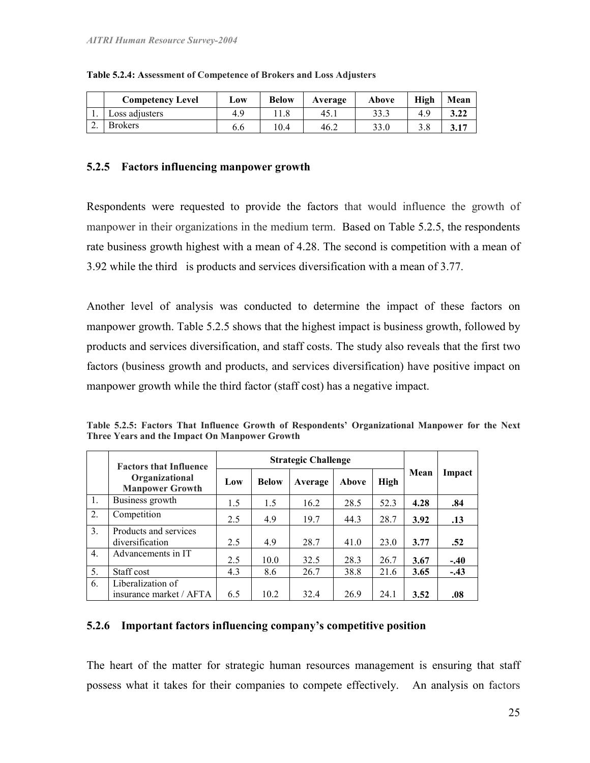**Table 5.2.4: Assessment of Competence of Brokers and Loss Adjusters**

| | Competency Level | Low | Below | Average | Above | High | Mean |
|---|---|---|---|---|---|---|---|
| 1. | Loss adjusters | 4.9 | 11.8 | 45.1 | 33.3 | 4.9 | **3.22** |
| 2. | Brokers | 6.6 | 10.4 | 46.2 | 33.0 | 3.8 | **3.17** |

### 5.2.5 Factors influencing manpower growth

Respondents were requested to provide the factors that would influence the growth of manpower in their organizations in the medium term. Based on Table 5.2.5, the respondents rate business growth highest with a mean of 4.28. The second is competition with a mean of 3.92 while the third is products and services diversification with a mean of 3.77.

Another level of analysis was conducted to determine the impact of these factors on manpower growth. Table 5.2.5 shows that the highest impact is business growth, followed by products and services diversification, and staff costs. The study also reveals that the first two factors (business growth and products, and services diversification) have positive impact on manpower growth while the third factor (staff cost) has a negative impact.

**Table 5.2.5: Factors That Influence Growth of Respondents' Organizational Manpower for the Next Three Years and the Impact On Manpower Growth**

| | Factors that Influence Organizational Manpower Growth | Strategic Challenge | | | | | Mean | Impact |
|---|---|---|---|---|---|---|---|---|
| | | Low | Below | Average | Above | High | | |
| 1. | Business growth | 1.5 | 1.5 | 16.2 | 28.5 | 52.3 | **4.28** | **.84** |
| 2. | Competition | 2.5 | 4.9 | 19.7 | 44.3 | 28.7 | **3.92** | **.13** |
| 3. | Products and services diversification | 2.5 | 4.9 | 28.7 | 41.0 | 23.0 | **3.77** | **.52** |
| 4. | Advancements in IT | 2.5 | 10.0 | 32.5 | 28.3 | 26.7 | **3.67** | **-.40** |
| 5. | Staff cost | 4.3 | 8.6 | 26.7 | 38.8 | 21.6 | **3.65** | **-.43** |
| 6. | Liberalization of insurance market / AFTA | 6.5 | 10.2 | 32.4 | 26.9 | 24.1 | **3.52** | **.08** |

### 5.2.6 Important factors influencing company's competitive position

The heart of the matter for strategic human resources management is ensuring that staff possess what it takes for their companies to compete effectively. An analysis on factors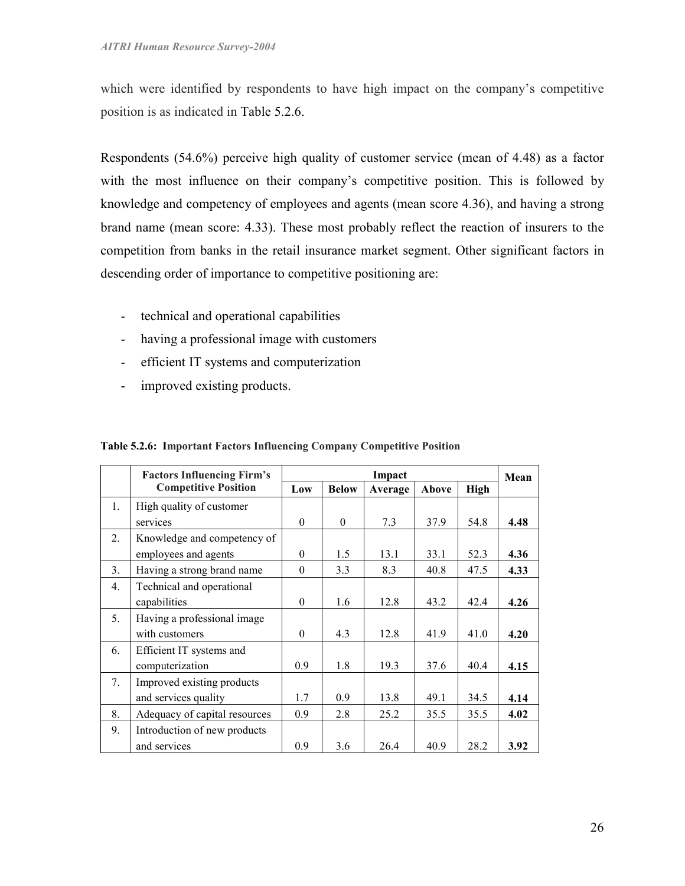which were identified by respondents to have high impact on the company's competitive position is as indicated in Table 5.2.6.

Respondents (54.6%) perceive high quality of customer service (mean of 4.48) as a factor with the most influence on their company's competitive position. This is followed by knowledge and competency of employees and agents (mean score 4.36), and having a strong brand name (mean score: 4.33). These most probably reflect the reaction of insurers to the competition from banks in the retail insurance market segment. Other significant factors in descending order of importance to competitive positioning are:

- technical and operational capabilities
- having a professional image with customers
- efficient IT systems and computerization
- improved existing products.

**Table 5.2.6: Important Factors Influencing Company Competitive Position**

| | Factors Influencing Firm's Competitive Position | Impact | | | | | Mean |
|---|---|---|---|---|---|---|---|
| | | Low | Below | Average | Above | High | |
| 1. | High quality of customer services | 0 | 0 | 7.3 | 37.9 | 54.8 | **4.48** |
| 2. | Knowledge and competency of employees and agents | 0 | 1.5 | 13.1 | 33.1 | 52.3 | **4.36** |
| 3. | Having a strong brand name | 0 | 3.3 | 8.3 | 40.8 | 47.5 | **4.33** |
| 4. | Technical and operational capabilities | 0 | 1.6 | 12.8 | 43.2 | 42.4 | **4.26** |
| 5. | Having a professional image with customers | 0 | 4.3 | 12.8 | 41.9 | 41.0 | **4.20** |
| 6. | Efficient IT systems and computerization | 0.9 | 1.8 | 19.3 | 37.6 | 40.4 | **4.15** |
| 7. | Improved existing products and services quality | 1.7 | 0.9 | 13.8 | 49.1 | 34.5 | **4.14** |
| 8. | Adequacy of capital resources | 0.9 | 2.8 | 25.2 | 35.5 | 35.5 | **4.02** |
| 9. | Introduction of new products and services | 0.9 | 3.6 | 26.4 | 40.9 | 28.2 | **3.92** |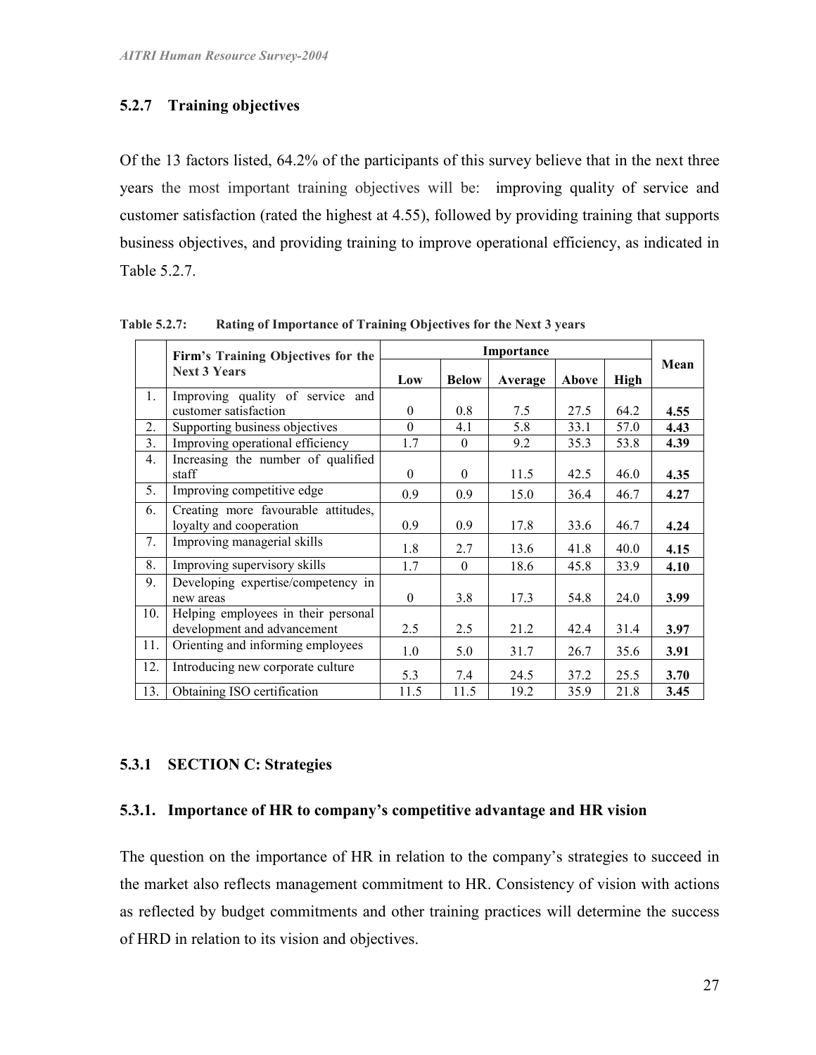### 5.2.7 Training objectives

Of the 13 factors listed, 64.2% of the participants of this survey believe that in the next three years the most important training objectives will be: improving quality of service and customer satisfaction (rated the highest at 4.55), followed by providing training that supports business objectives, and providing training to improve operational efficiency, as indicated in Table 5.2.7.

**Table 5.2.7: Rating of Importance of Training Objectives for the Next 3 years**

| | Firm's Training Objectives for the Next 3 Years | Importance | | | | | Mean |
|---|---|---|---|---|---|---|---|
| | | Low | Below | Average | Above | High | |
| 1. | Improving quality of service and customer satisfaction | 0 | 0.8 | 7.5 | 27.5 | 64.2 | **4.55** |
| 2. | Supporting business objectives | 0 | 4.1 | 5.8 | 33.1 | 57.0 | **4.43** |
| 3. | Improving operational efficiency | 1.7 | 0 | 9.2 | 35.3 | 53.8 | **4.39** |
| 4. | Increasing the number of qualified staff | 0 | 0 | 11.5 | 42.5 | 46.0 | **4.35** |
| 5. | Improving competitive edge | 0.9 | 0.9 | 15.0 | 36.4 | 46.7 | **4.27** |
| 6. | Creating more favourable attitudes, loyalty and cooperation | 0.9 | 0.9 | 17.8 | 33.6 | 46.7 | **4.24** |
| 7. | Improving managerial skills | 1.8 | 2.7 | 13.6 | 41.8 | 40.0 | **4.15** |
| 8. | Improving supervisory skills | 1.7 | 0 | 18.6 | 45.8 | 33.9 | **4.10** |
| 9. | Developing expertise/competency in new areas | 0 | 3.8 | 17.3 | 54.8 | 24.0 | **3.99** |
| 10. | Helping employees in their personal development and advancement | 2.5 | 2.5 | 21.2 | 42.4 | 31.4 | **3.97** |
| 11. | Orienting and informing employees | 1.0 | 5.0 | 31.7 | 26.7 | 35.6 | **3.91** |
| 12. | Introducing new corporate culture | 5.3 | 7.4 | 24.5 | 37.2 | 25.5 | **3.70** |
| 13. | Obtaining ISO certification | 11.5 | 11.5 | 19.2 | 35.9 | 21.8 | **3.45** |

### 5.3.1 SECTION C: Strategies

### 5.3.1. Importance of HR to company's competitive advantage and HR vision

The question on the importance of HR in relation to the company's strategies to succeed in the market also reflects management commitment to HR. Consistency of vision with actions as reflected by budget commitments and other training practices will determine the success of HRD in relation to its vision and objectives.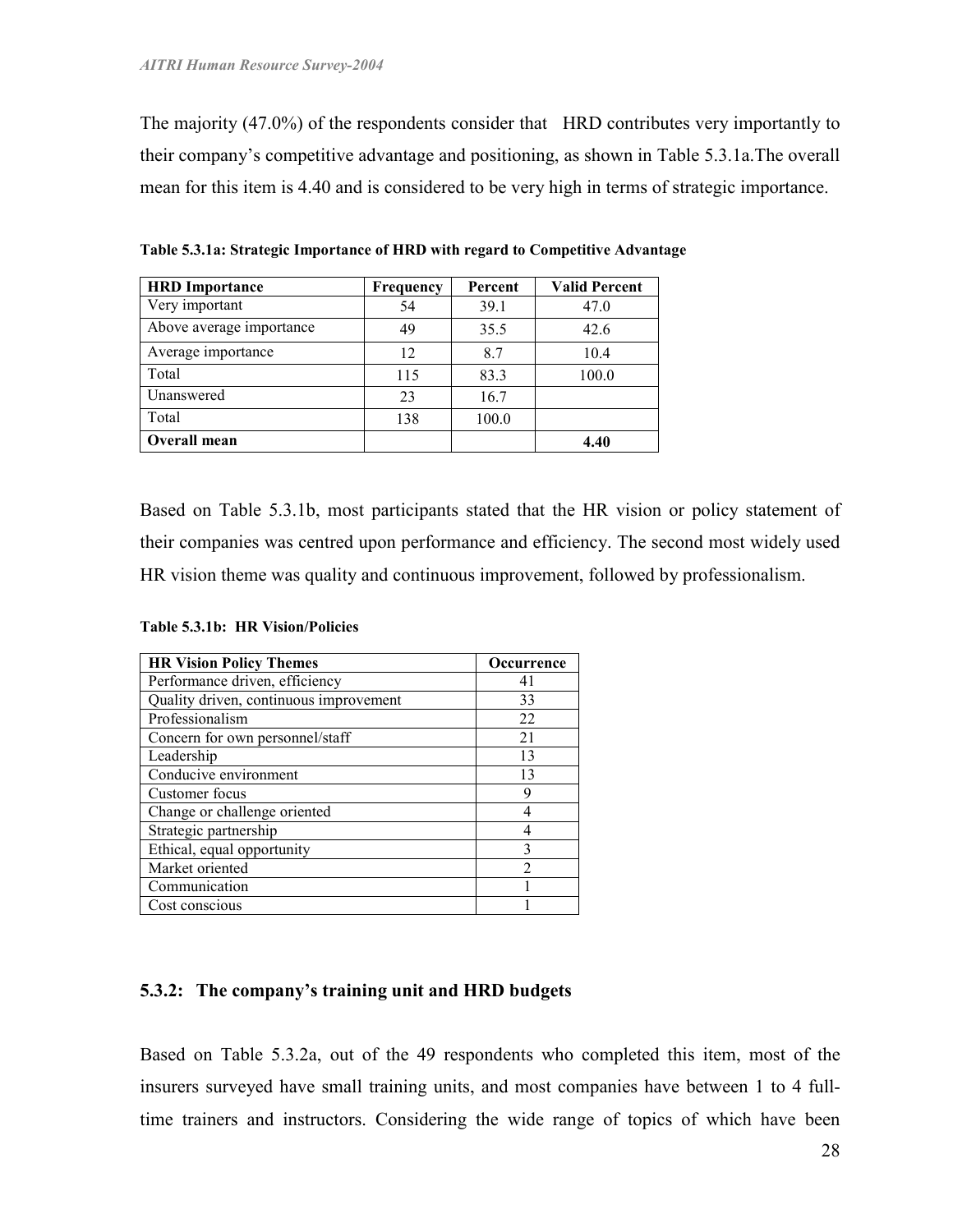The majority (47.0%) of the respondents consider that HRD contributes very importantly to their company's competitive advantage and positioning, as shown in Table 5.3.1a.The overall mean for this item is 4.40 and is considered to be very high in terms of strategic importance.

**Table 5.3.1a: Strategic Importance of HRD with regard to Competitive Advantage**

| HRD Importance | Frequency | Percent | Valid Percent |
|---|---|---|---|
| Very important | 54 | 39.1 | 47.0 |
| Above average importance | 49 | 35.5 | 42.6 |
| Average importance | 12 | 8.7 | 10.4 |
| Total | 115 | 83.3 | 100.0 |
| Unanswered | 23 | 16.7 | |
| Total | 138 | 100.0 | |
| **Overall mean** | | | **4.40** |

Based on Table 5.3.1b, most participants stated that the HR vision or policy statement of their companies was centred upon performance and efficiency. The second most widely used HR vision theme was quality and continuous improvement, followed by professionalism.

**Table 5.3.1b: HR Vision/Policies**

| HR Vision Policy Themes | Occurrence |
|---|---|
| Performance driven, efficiency | 41 |
| Quality driven, continuous improvement | 33 |
| Professionalism | 22 |
| Concern for own personnel/staff | 21 |
| Leadership | 13 |
| Conducive environment | 13 |
| Customer focus | 9 |
| Change or challenge oriented | 4 |
| Strategic partnership | 4 |
| Ethical, equal opportunity | 3 |
| Market oriented | 2 |
| Communication | 1 |
| Cost conscious | 1 |

### 5.3.2: The company's training unit and HRD budgets

Based on Table 5.3.2a, out of the 49 respondents who completed this item, most of the insurers surveyed have small training units, and most companies have between 1 to 4 full-time trainers and instructors. Considering the wide range of topics of which have been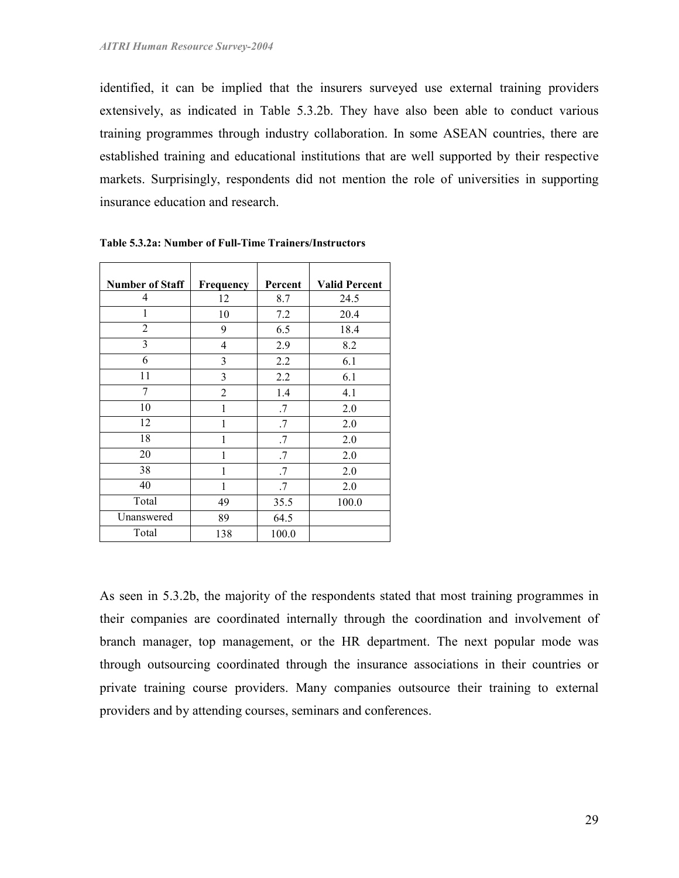identified, it can be implied that the insurers surveyed use external training providers extensively, as indicated in Table 5.3.2b. They have also been able to conduct various training programmes through industry collaboration. In some ASEAN countries, there are established training and educational institutions that are well supported by their respective markets. Surprisingly, respondents did not mention the role of universities in supporting insurance education and research.

**Table 5.3.2a: Number of Full-Time Trainers/Instructors**

| Number of Staff | Frequency | Percent | Valid Percent |
|---|---|---|---|
| 4 | 12 | 8.7 | 24.5 |
| 1 | 10 | 7.2 | 20.4 |
| 2 | 9 | 6.5 | 18.4 |
| 3 | 4 | 2.9 | 8.2 |
| 6 | 3 | 2.2 | 6.1 |
| 11 | 3 | 2.2 | 6.1 |
| 7 | 2 | 1.4 | 4.1 |
| 10 | 1 | .7 | 2.0 |
| 12 | 1 | .7 | 2.0 |
| 18 | 1 | .7 | 2.0 |
| 20 | 1 | .7 | 2.0 |
| 38 | 1 | .7 | 2.0 |
| 40 | 1 | .7 | 2.0 |
| Total | 49 | 35.5 | 100.0 |
| Unanswered | 89 | 64.5 | |
| Total | 138 | 100.0 | |

As seen in 5.3.2b, the majority of the respondents stated that most training programmes in their companies are coordinated internally through the coordination and involvement of branch manager, top management, or the HR department. The next popular mode was through outsourcing coordinated through the insurance associations in their countries or private training course providers. Many companies outsource their training to external providers and by attending courses, seminars and conferences.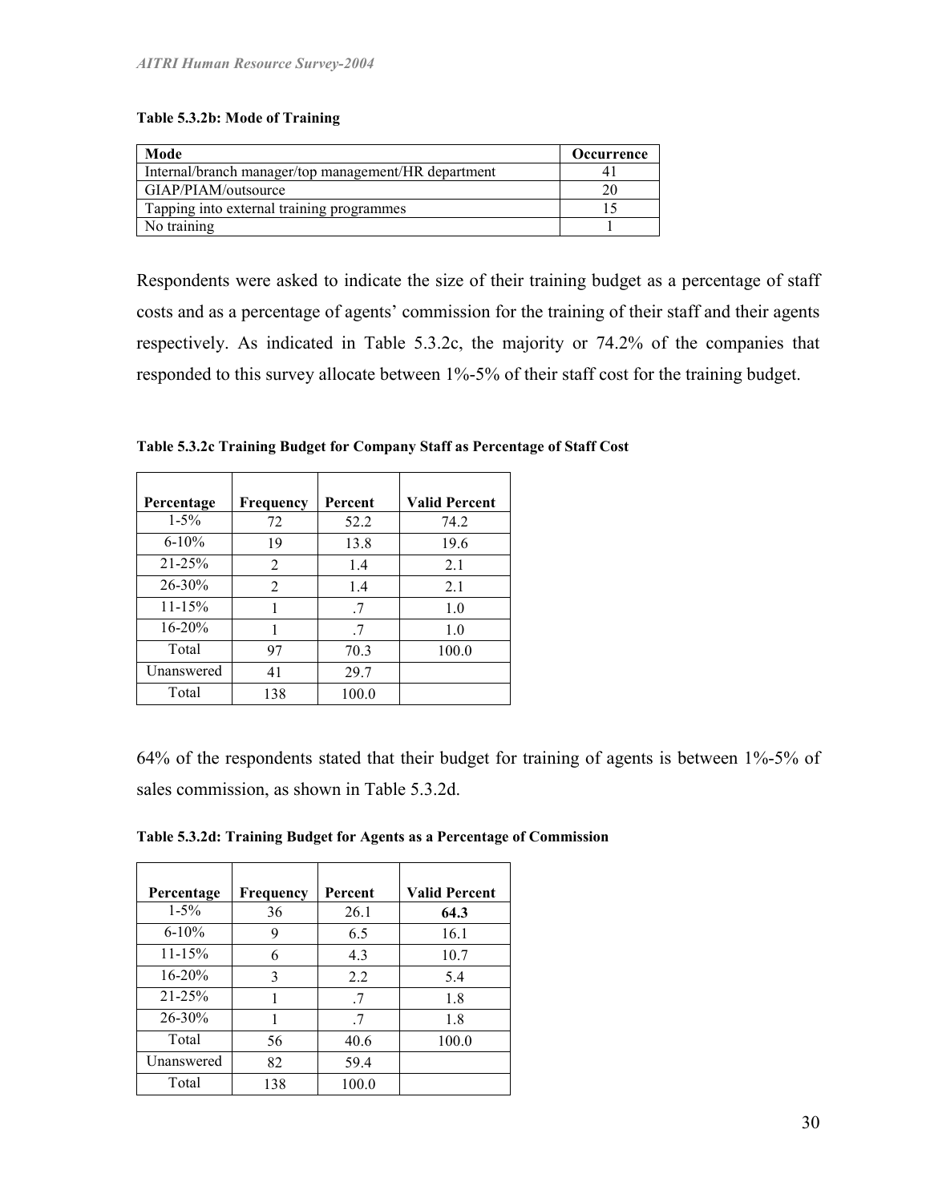**Table 5.3.2b: Mode of Training**

| Mode | Occurrence |
|---|---|
| Internal/branch manager/top management/HR department | 41 |
| GIAP/PIAM/outsource | 20 |
| Tapping into external training programmes | 15 |
| No training | 1 |

Respondents were asked to indicate the size of their training budget as a percentage of staff costs and as a percentage of agents' commission for the training of their staff and their agents respectively. As indicated in Table 5.3.2c, the majority or 74.2% of the companies that responded to this survey allocate between 1%-5% of their staff cost for the training budget.

**Table 5.3.2c Training Budget for Company Staff as Percentage of Staff Cost**

| Percentage | Frequency | Percent | Valid Percent |
|---|---|---|---|
| 1-5% | 72 | 52.2 | 74.2 |
| 6-10% | 19 | 13.8 | 19.6 |
| 21-25% | 2 | 1.4 | 2.1 |
| 26-30% | 2 | 1.4 | 2.1 |
| 11-15% | 1 | .7 | 1.0 |
| 16-20% | 1 | .7 | 1.0 |
| Total | 97 | 70.3 | 100.0 |
| Unanswered | 41 | 29.7 | |
| Total | 138 | 100.0 | |

64% of the respondents stated that their budget for training of agents is between 1%-5% of sales commission, as shown in Table 5.3.2d.

**Table 5.3.2d: Training Budget for Agents as a Percentage of Commission**

| Percentage | Frequency | Percent | Valid Percent |
|---|---|---|---|
| 1-5% | 36 | 26.1 | **64.3** |
| 6-10% | 9 | 6.5 | 16.1 |
| 11-15% | 6 | 4.3 | 10.7 |
| 16-20% | 3 | 2.2 | 5.4 |
| 21-25% | 1 | .7 | 1.8 |
| 26-30% | 1 | .7 | 1.8 |
| Total | 56 | 40.6 | 100.0 |
| Unanswered | 82 | 59.4 | |
| Total | 138 | 100.0 | |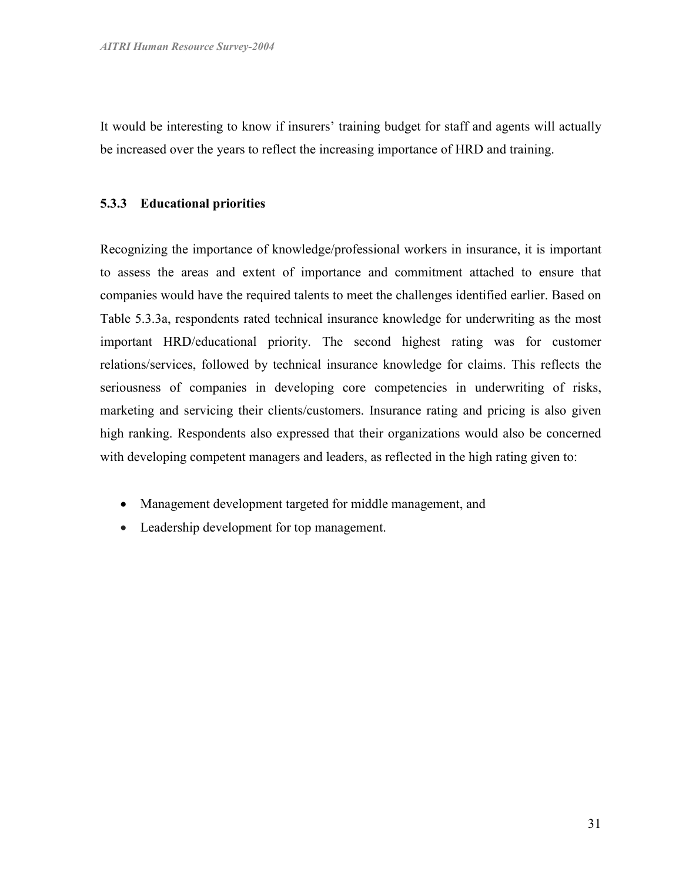It would be interesting to know if insurers' training budget for staff and agents will actually be increased over the years to reflect the increasing importance of HRD and training.

### 5.3.3 Educational priorities

Recognizing the importance of knowledge/professional workers in insurance, it is important to assess the areas and extent of importance and commitment attached to ensure that companies would have the required talents to meet the challenges identified earlier. Based on Table 5.3.3a, respondents rated technical insurance knowledge for underwriting as the most important HRD/educational priority. The second highest rating was for customer relations/services, followed by technical insurance knowledge for claims. This reflects the seriousness of companies in developing core competencies in underwriting of risks, marketing and servicing their clients/customers. Insurance rating and pricing is also given high ranking. Respondents also expressed that their organizations would also be concerned with developing competent managers and leaders, as reflected in the high rating given to:

- Management development targeted for middle management, and
- Leadership development for top management.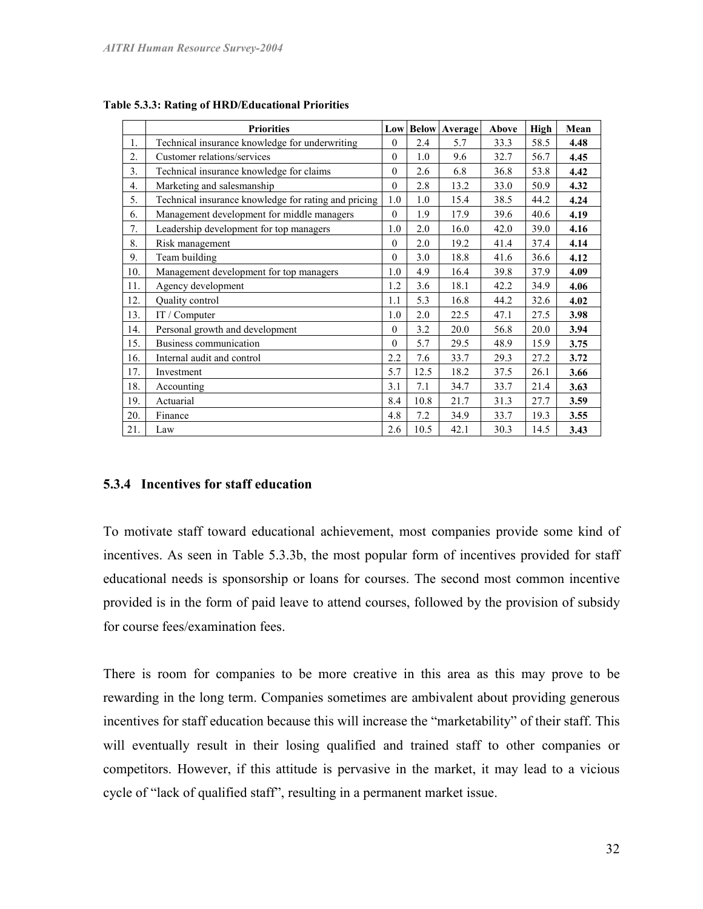**Table 5.3.3: Rating of HRD/Educational Priorities**

| | Priorities | Low | Below | Average | Above | High | Mean |
|---|---|---|---|---|---|---|---|
| 1. | Technical insurance knowledge for underwriting | 0 | 2.4 | 5.7 | 33.3 | 58.5 | **4.48** |
| 2. | Customer relations/services | 0 | 1.0 | 9.6 | 32.7 | 56.7 | **4.45** |
| 3. | Technical insurance knowledge for claims | 0 | 2.6 | 6.8 | 36.8 | 53.8 | **4.42** |
| 4. | Marketing and salesmanship | 0 | 2.8 | 13.2 | 33.0 | 50.9 | **4.32** |
| 5. | Technical insurance knowledge for rating and pricing | 1.0 | 1.0 | 15.4 | 38.5 | 44.2 | **4.24** |
| 6. | Management development for middle managers | 0 | 1.9 | 17.9 | 39.6 | 40.6 | **4.19** |
| 7. | Leadership development for top managers | 1.0 | 2.0 | 16.0 | 42.0 | 39.0 | **4.16** |
| 8. | Risk management | 0 | 2.0 | 19.2 | 41.4 | 37.4 | **4.14** |
| 9. | Team building | 0 | 3.0 | 18.8 | 41.6 | 36.6 | **4.12** |
| 10. | Management development for top managers | 1.0 | 4.9 | 16.4 | 39.8 | 37.9 | **4.09** |
| 11. | Agency development | 1.2 | 3.6 | 18.1 | 42.2 | 34.9 | **4.06** |
| 12. | Quality control | 1.1 | 5.3 | 16.8 | 44.2 | 32.6 | **4.02** |
| 13. | IT / Computer | 1.0 | 2.0 | 22.5 | 47.1 | 27.5 | **3.98** |
| 14. | Personal growth and development | 0 | 3.2 | 20.0 | 56.8 | 20.0 | **3.94** |
| 15. | Business communication | 0 | 5.7 | 29.5 | 48.9 | 15.9 | **3.75** |
| 16. | Internal audit and control | 2.2 | 7.6 | 33.7 | 29.3 | 27.2 | **3.72** |
| 17. | Investment | 5.7 | 12.5 | 18.2 | 37.5 | 26.1 | **3.66** |
| 18. | Accounting | 3.1 | 7.1 | 34.7 | 33.7 | 21.4 | **3.63** |
| 19. | Actuarial | 8.4 | 10.8 | 21.7 | 31.3 | 27.7 | **3.59** |
| 20. | Finance | 4.8 | 7.2 | 34.9 | 33.7 | 19.3 | **3.55** |
| 21. | Law | 2.6 | 10.5 | 42.1 | 30.3 | 14.5 | **3.43** |

### 5.3.4 Incentives for staff education

To motivate staff toward educational achievement, most companies provide some kind of incentives. As seen in Table 5.3.3b, the most popular form of incentives provided for staff educational needs is sponsorship or loans for courses. The second most common incentive provided is in the form of paid leave to attend courses, followed by the provision of subsidy for course fees/examination fees.

There is room for companies to be more creative in this area as this may prove to be rewarding in the long term. Companies sometimes are ambivalent about providing generous incentives for staff education because this will increase the "marketability" of their staff. This will eventually result in their losing qualified and trained staff to other companies or competitors. However, if this attitude is pervasive in the market, it may lead to a vicious cycle of "lack of qualified staff", resulting in a permanent market issue.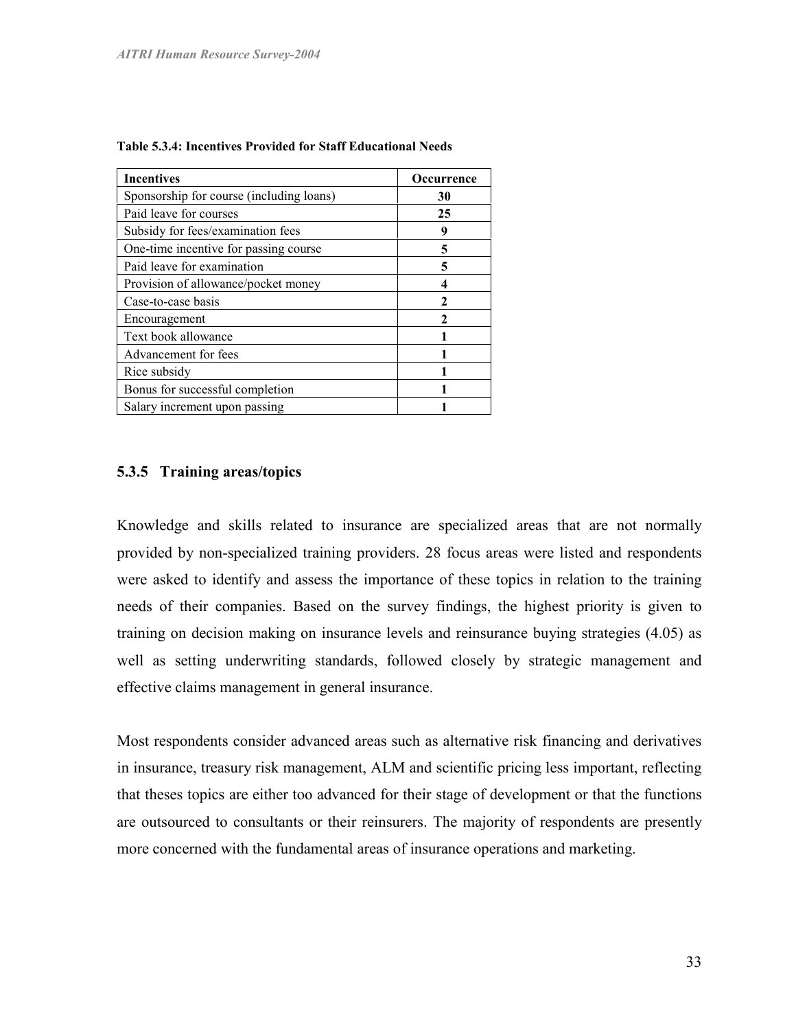**Table 5.3.4: Incentives Provided for Staff Educational Needs**

| Incentives | Occurrence |
|---|---|
| Sponsorship for course (including loans) | **30** |
| Paid leave for courses | **25** |
| Subsidy for fees/examination fees | **9** |
| One-time incentive for passing course | **5** |
| Paid leave for examination | **5** |
| Provision of allowance/pocket money | **4** |
| Case-to-case basis | **2** |
| Encouragement | **2** |
| Text book allowance | **1** |
| Advancement for fees | **1** |
| Rice subsidy | **1** |
| Bonus for successful completion | **1** |
| Salary increment upon passing | **1** |

### 5.3.5 Training areas/topics

Knowledge and skills related to insurance are specialized areas that are not normally provided by non-specialized training providers. 28 focus areas were listed and respondents were asked to identify and assess the importance of these topics in relation to the training needs of their companies. Based on the survey findings, the highest priority is given to training on decision making on insurance levels and reinsurance buying strategies (4.05) as well as setting underwriting standards, followed closely by strategic management and effective claims management in general insurance.

Most respondents consider advanced areas such as alternative risk financing and derivatives in insurance, treasury risk management, ALM and scientific pricing less important, reflecting that theses topics are either too advanced for their stage of development or that the functions are outsourced to consultants or their reinsurers. The majority of respondents are presently more concerned with the fundamental areas of insurance operations and marketing.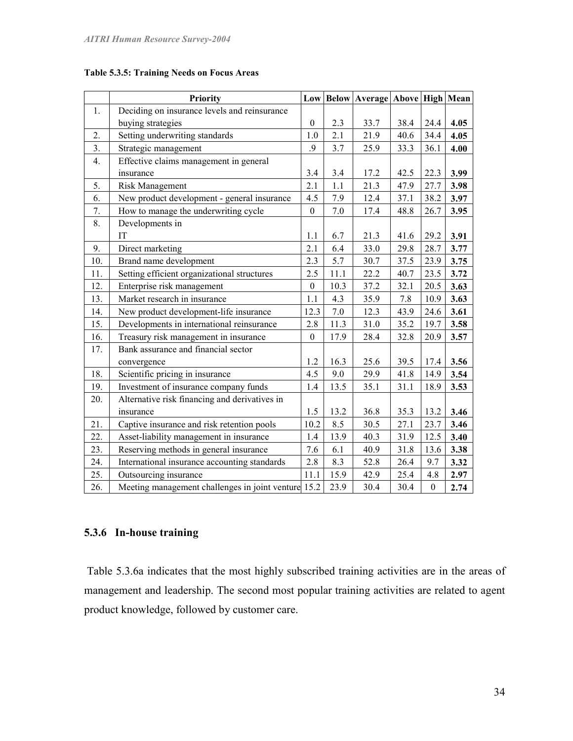**Table 5.3.5: Training Needs on Focus Areas**

| | Priority | Low | Below | Average | Above | High | Mean |
|---|---|---|---|---|---|---|---|
| 1. | Deciding on insurance levels and reinsurance buying strategies | 0 | 2.3 | 33.7 | 38.4 | 24.4 | **4.05** |
| 2. | Setting underwriting standards | 1.0 | 2.1 | 21.9 | 40.6 | 34.4 | **4.05** |
| 3. | Strategic management | .9 | 3.7 | 25.9 | 33.3 | 36.1 | **4.00** |
| 4. | Effective claims management in general insurance | 3.4 | 3.4 | 17.2 | 42.5 | 22.3 | **3.99** |
| 5. | Risk Management | 2.1 | 1.1 | 21.3 | 47.9 | 27.7 | **3.98** |
| 6. | New product development - general insurance | 4.5 | 7.9 | 12.4 | 37.1 | 38.2 | **3.97** |
| 7. | How to manage the underwriting cycle | 0 | 7.0 | 17.4 | 48.8 | 26.7 | **3.95** |
| 8. | Developments in IT | 1.1 | 6.7 | 21.3 | 41.6 | 29.2 | **3.91** |
| 9. | Direct marketing | 2.1 | 6.4 | 33.0 | 29.8 | 28.7 | **3.77** |
| 10. | Brand name development | 2.3 | 5.7 | 30.7 | 37.5 | 23.9 | **3.75** |
| 11. | Setting efficient organizational structures | 2.5 | 11.1 | 22.2 | 40.7 | 23.5 | **3.72** |
| 12. | Enterprise risk management | 0 | 10.3 | 37.2 | 32.1 | 20.5 | **3.63** |
| 13. | Market research in insurance | 1.1 | 4.3 | 35.9 | 7.8 | 10.9 | **3.63** |
| 14. | New product development-life insurance | 12.3 | 7.0 | 12.3 | 43.9 | 24.6 | **3.61** |
| 15. | Developments in international reinsurance | 2.8 | 11.3 | 31.0 | 35.2 | 19.7 | **3.58** |
| 16. | Treasury risk management in insurance | 0 | 17.9 | 28.4 | 32.8 | 20.9 | **3.57** |
| 17. | Bank assurance and financial sector convergence | 1.2 | 16.3 | 25.6 | 39.5 | 17.4 | **3.56** |
| 18. | Scientific pricing in insurance | 4.5 | 9.0 | 29.9 | 41.8 | 14.9 | **3.54** |
| 19. | Investment of insurance company funds | 1.4 | 13.5 | 35.1 | 31.1 | 18.9 | **3.53** |
| 20. | Alternative risk financing and derivatives in insurance | 1.5 | 13.2 | 36.8 | 35.3 | 13.2 | **3.46** |
| 21. | Captive insurance and risk retention pools | 10.2 | 8.5 | 30.5 | 27.1 | 23.7 | **3.46** |
| 22. | Asset-liability management in insurance | 1.4 | 13.9 | 40.3 | 31.9 | 12.5 | **3.40** |
| 23. | Reserving methods in general insurance | 7.6 | 6.1 | 40.9 | 31.8 | 13.6 | **3.38** |
| 24. | International insurance accounting standards | 2.8 | 8.3 | 52.8 | 26.4 | 9.7 | **3.32** |
| 25. | Outsourcing insurance | 11.1 | 15.9 | 42.9 | 25.4 | 4.8 | **2.97** |
| 26. | Meeting management challenges in joint venture | 15.2 | 23.9 | 30.4 | 30.4 | 0 | **2.74** |

### 5.3.6 In-house training

Table 5.3.6a indicates that the most highly subscribed training activities are in the areas of management and leadership. The second most popular training activities are related to agent product knowledge, followed by customer care.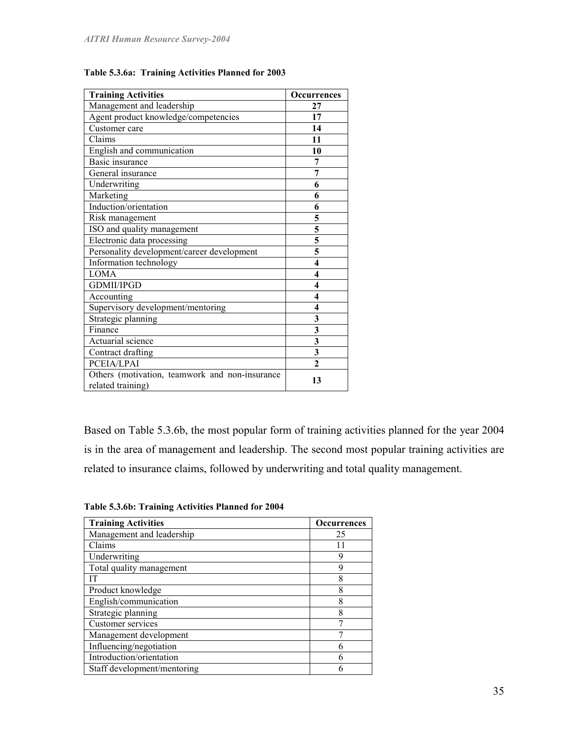**Table 5.3.6a: Training Activities Planned for 2003**

| Training Activities | Occurrences |
|---|---|
| Management and leadership | **27** |
| Agent product knowledge/competencies | **17** |
| Customer care | **14** |
| Claims | **11** |
| English and communication | **10** |
| Basic insurance | **7** |
| General insurance | **7** |
| Underwriting | **6** |
| Marketing | **6** |
| Induction/orientation | **6** |
| Risk management | **5** |
| ISO and quality management | **5** |
| Electronic data processing | **5** |
| Personality development/career development | **5** |
| Information technology | **4** |
| LOMA | **4** |
| GDMII/IPGD | **4** |
| Accounting | **4** |
| Supervisory development/mentoring | **4** |
| Strategic planning | **3** |
| Finance | **3** |
| Actuarial science | **3** |
| Contract drafting | **3** |
| PCEIA/LPAI | **2** |
| Others (motivation, teamwork and non-insurance related training) | **13** |

Based on Table 5.3.6b, the most popular form of training activities planned for the year 2004 is in the area of management and leadership. The second most popular training activities are related to insurance claims, followed by underwriting and total quality management.

**Table 5.3.6b: Training Activities Planned for 2004**

| Training Activities | Occurrences |
|---|---|
| Management and leadership | 25 |
| Claims | 11 |
| Underwriting | 9 |
| Total quality management | 9 |
| IT | 8 |
| Product knowledge | 8 |
| English/communication | 8 |
| Strategic planning | 8 |
| Customer services | 7 |
| Management development | 7 |
| Influencing/negotiation | 6 |
| Introduction/orientation | 6 |
| Staff development/mentoring | 6 |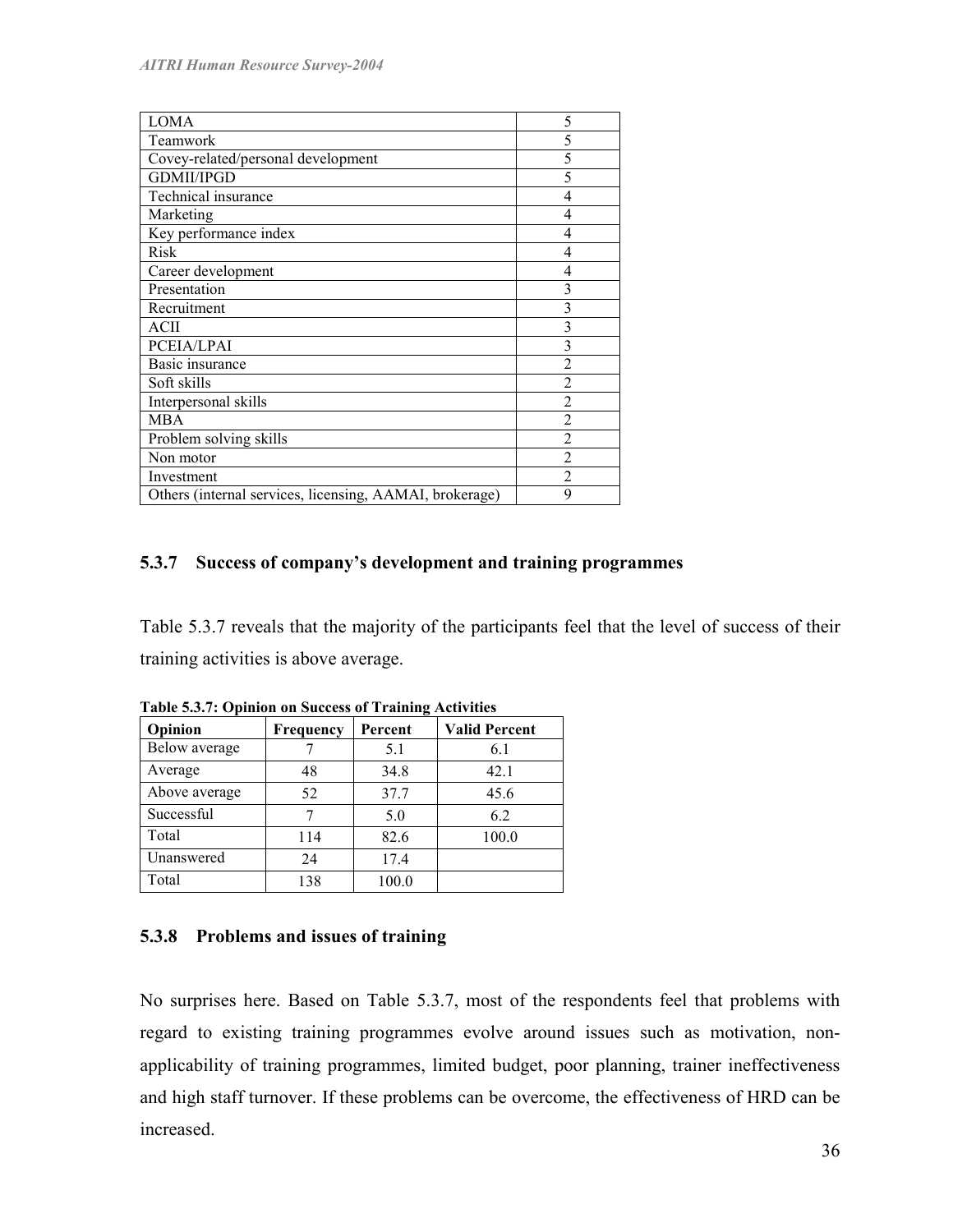| | |
|---|---|
| LOMA | 5 |
| Teamwork | 5 |
| Covey-related/personal development | 5 |
| GDMII/IPGD | 5 |
| Technical insurance | 4 |
| Marketing | 4 |
| Key performance index | 4 |
| Risk | 4 |
| Career development | 4 |
| Presentation | 3 |
| Recruitment | 3 |
| ACII | 3 |
| PCEIA/LPAI | 3 |
| Basic insurance | 2 |
| Soft skills | 2 |
| Interpersonal skills | 2 |
| MBA | 2 |
| Problem solving skills | 2 |
| Non motor | 2 |
| Investment | 2 |
| Others (internal services, licensing, AAMAI, brokerage) | 9 |

### 5.3.7 Success of company's development and training programmes

Table 5.3.7 reveals that the majority of the participants feel that the level of success of their training activities is above average.

**Table 5.3.7: Opinion on Success of Training Activities**

| Opinion | Frequency | Percent | Valid Percent |
|---|---|---|---|
| Below average | 7 | 5.1 | 6.1 |
| Average | 48 | 34.8 | 42.1 |
| Above average | 52 | 37.7 | 45.6 |
| Successful | 7 | 5.0 | 6.2 |
| Total | 114 | 82.6 | 100.0 |
| Unanswered | 24 | 17.4 | |
| Total | 138 | 100.0 | |

### 5.3.8 Problems and issues of training

No surprises here. Based on Table 5.3.7, most of the respondents feel that problems with regard to existing training programmes evolve around issues such as motivation, non-applicability of training programmes, limited budget, poor planning, trainer ineffectiveness and high staff turnover. If these problems can be overcome, the effectiveness of HRD can be increased.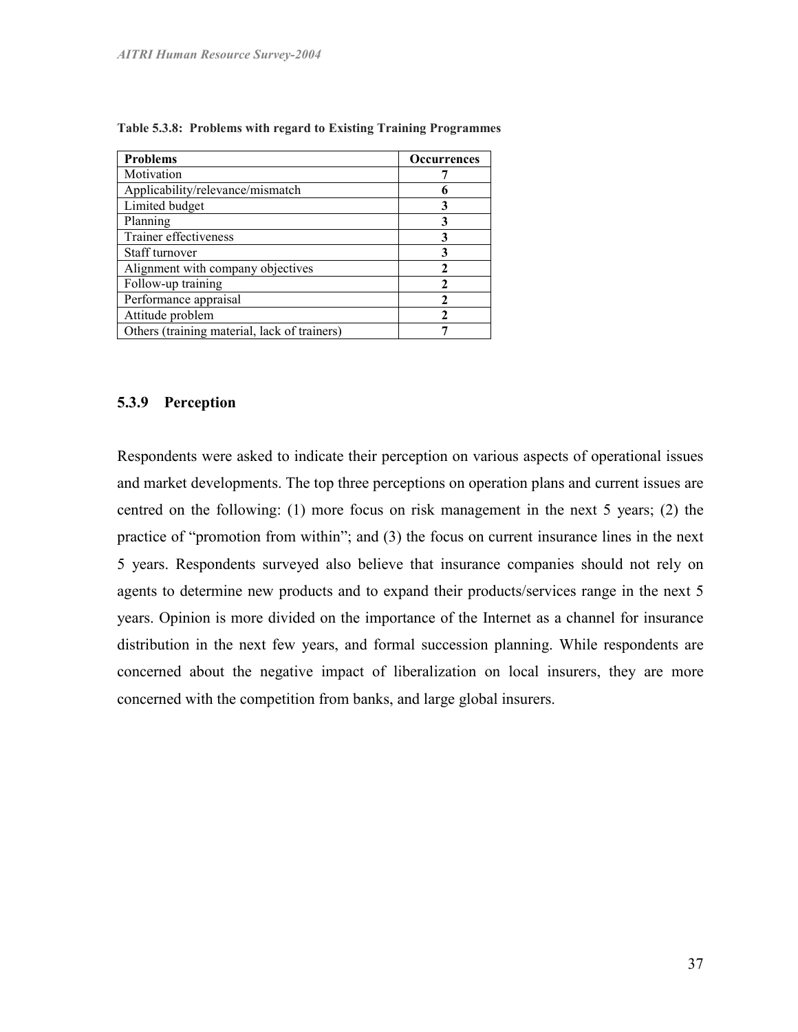**Table 5.3.8: Problems with regard to Existing Training Programmes**

| Problems | Occurrences |
|---|---|
| Motivation | 7 |
| Applicability/relevance/mismatch | 6 |
| Limited budget | 3 |
| Planning | 3 |
| Trainer effectiveness | 3 |
| Staff turnover | 3 |
| Alignment with company objectives | 2 |
| Follow-up training | 2 |
| Performance appraisal | 2 |
| Attitude problem | 2 |
| Others (training material, lack of trainers) | 7 |

### 5.3.9 Perception

Respondents were asked to indicate their perception on various aspects of operational issues and market developments. The top three perceptions on operation plans and current issues are centred on the following: (1) more focus on risk management in the next 5 years; (2) the practice of "promotion from within"; and (3) the focus on current insurance lines in the next 5 years. Respondents surveyed also believe that insurance companies should not rely on agents to determine new products and to expand their products/services range in the next 5 years. Opinion is more divided on the importance of the Internet as a channel for insurance distribution in the next few years, and formal succession planning. While respondents are concerned about the negative impact of liberalization on local insurers, they are more concerned with the competition from banks, and large global insurers.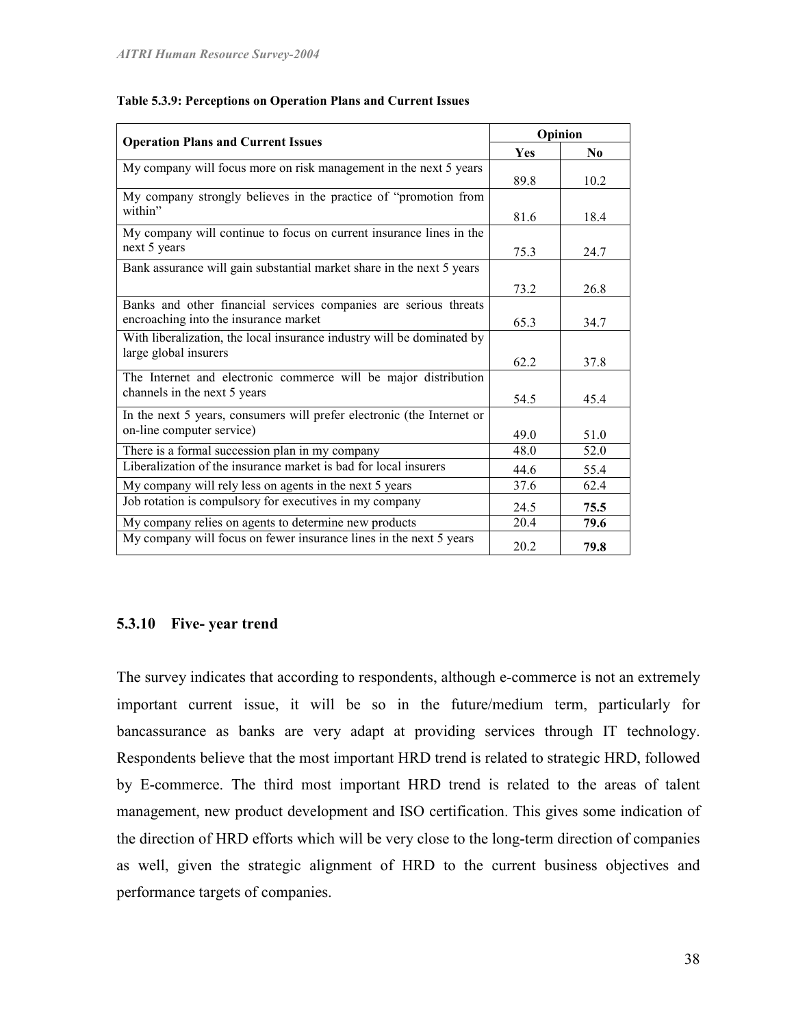**Table 5.3.9: Perceptions on Operation Plans and Current Issues**

| Operation Plans and Current Issues | Opinion | |
|---|---|---|
| | Yes | No |
| My company will focus more on risk management in the next 5 years | 89.8 | 10.2 |
| My company strongly believes in the practice of "promotion from within" | 81.6 | 18.4 |
| My company will continue to focus on current insurance lines in the next 5 years | 75.3 | 24.7 |
| Bank assurance will gain substantial market share in the next 5 years | 73.2 | 26.8 |
| Banks and other financial services companies are serious threats encroaching into the insurance market | 65.3 | 34.7 |
| With liberalization, the local insurance industry will be dominated by large global insurers | 62.2 | 37.8 |
| The Internet and electronic commerce will be major distribution channels in the next 5 years | 54.5 | 45.4 |
| In the next 5 years, consumers will prefer electronic (the Internet or on-line computer service) | 49.0 | 51.0 |
| There is a formal succession plan in my company | 48.0 | 52.0 |
| Liberalization of the insurance market is bad for local insurers | 44.6 | 55.4 |
| My company will rely less on agents in the next 5 years | 37.6 | 62.4 |
| Job rotation is compulsory for executives in my company | 24.5 | **75.5** |
| My company relies on agents to determine new products | 20.4 | **79.6** |
| My company will focus on fewer insurance lines in the next 5 years | 20.2 | **79.8** |

### 5.3.10 Five- year trend

The survey indicates that according to respondents, although e-commerce is not an extremely important current issue, it will be so in the future/medium term, particularly for bancassurance as banks are very adapt at providing services through IT technology. Respondents believe that the most important HRD trend is related to strategic HRD, followed by E-commerce. The third most important HRD trend is related to the areas of talent management, new product development and ISO certification. This gives some indication of the direction of HRD efforts which will be very close to the long-term direction of companies as well, given the strategic alignment of HRD to the current business objectives and performance targets of companies.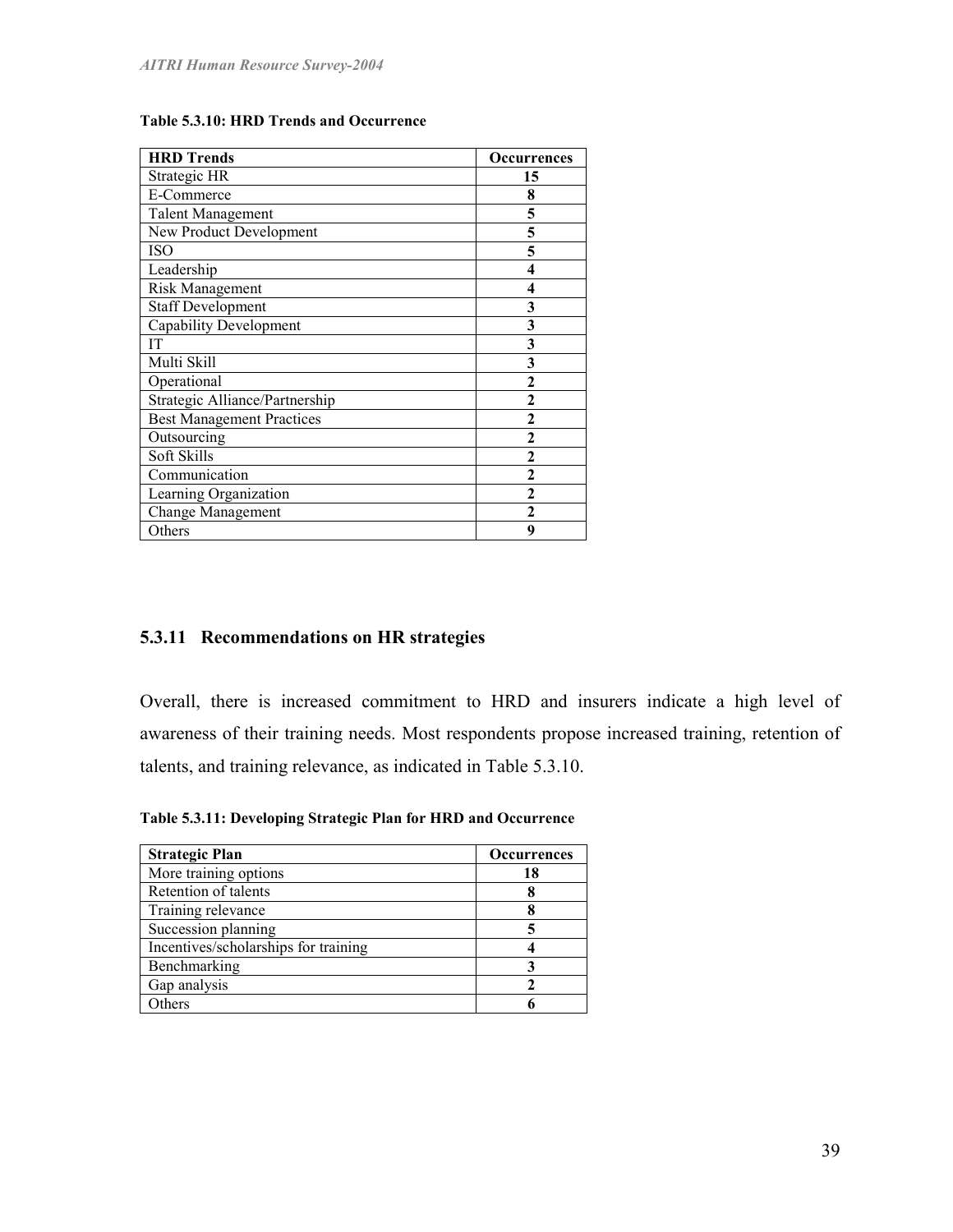**Table 5.3.10: HRD Trends and Occurrence**

| HRD Trends | Occurrences |
|---|---|
| Strategic HR | 15 |
| E-Commerce | 8 |
| Talent Management | 5 |
| New Product Development | 5 |
| ISO | 5 |
| Leadership | 4 |
| Risk Management | 4 |
| Staff Development | 3 |
| Capability Development | 3 |
| IT | 3 |
| Multi Skill | 3 |
| Operational | 2 |
| Strategic Alliance/Partnership | 2 |
| Best Management Practices | 2 |
| Outsourcing | 2 |
| Soft Skills | 2 |
| Communication | 2 |
| Learning Organization | 2 |
| Change Management | 2 |
| Others | 9 |

### 5.3.11 Recommendations on HR strategies

Overall, there is increased commitment to HRD and insurers indicate a high level of awareness of their training needs. Most respondents propose increased training, retention of talents, and training relevance, as indicated in Table 5.3.10.

**Table 5.3.11: Developing Strategic Plan for HRD and Occurrence**

| Strategic Plan | Occurrences |
|---|---|
| More training options | 18 |
| Retention of talents | 8 |
| Training relevance | 8 |
| Succession planning | 5 |
| Incentives/scholarships for training | 4 |
| Benchmarking | 3 |
| Gap analysis | 2 |
| Others | 6 |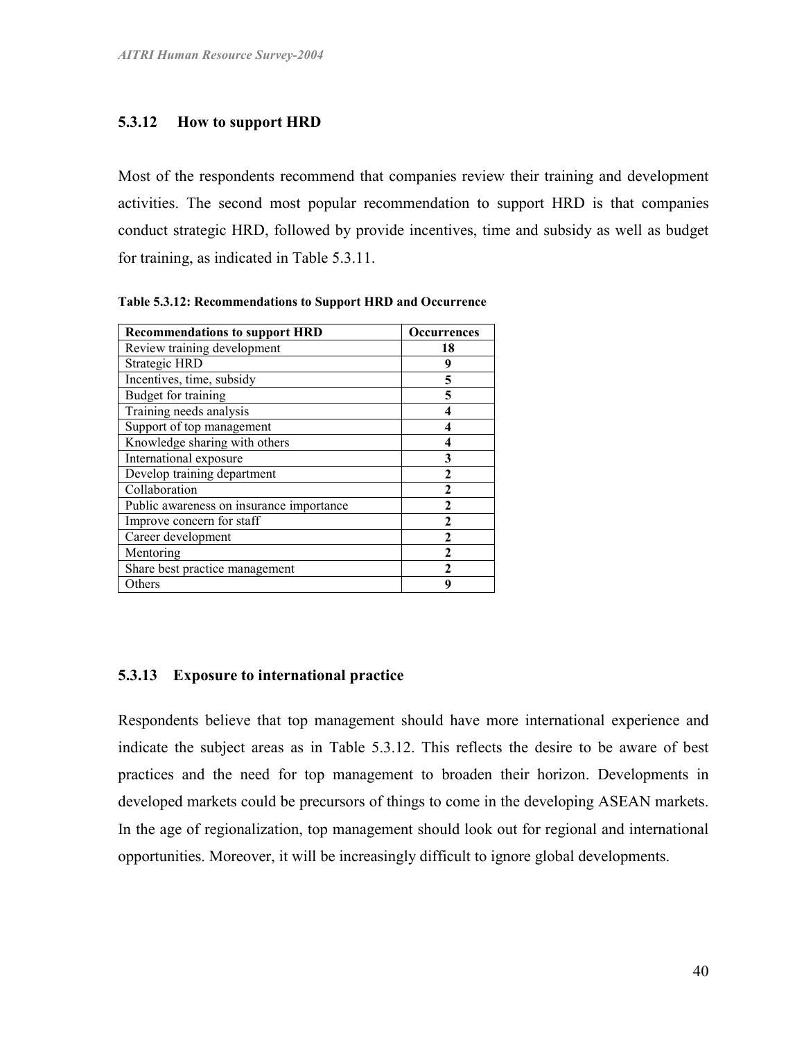### 5.3.12 How to support HRD

Most of the respondents recommend that companies review their training and development activities. The second most popular recommendation to support HRD is that companies conduct strategic HRD, followed by provide incentives, time and subsidy as well as budget for training, as indicated in Table 5.3.11.

**Table 5.3.12: Recommendations to Support HRD and Occurrence**

| Recommendations to support HRD | Occurrences |
|---|---|
| Review training development | **18** |
| Strategic HRD | **9** |
| Incentives, time, subsidy | **5** |
| Budget for training | **5** |
| Training needs analysis | **4** |
| Support of top management | **4** |
| Knowledge sharing with others | **4** |
| International exposure | **3** |
| Develop training department | **2** |
| Collaboration | **2** |
| Public awareness on insurance importance | **2** |
| Improve concern for staff | **2** |
| Career development | **2** |
| Mentoring | **2** |
| Share best practice management | **2** |
| Others | **9** |

### 5.3.13 Exposure to international practice

Respondents believe that top management should have more international experience and indicate the subject areas as in Table 5.3.12. This reflects the desire to be aware of best practices and the need for top management to broaden their horizon. Developments in developed markets could be precursors of things to come in the developing ASEAN markets. In the age of regionalization, top management should look out for regional and international opportunities. Moreover, it will be increasingly difficult to ignore global developments.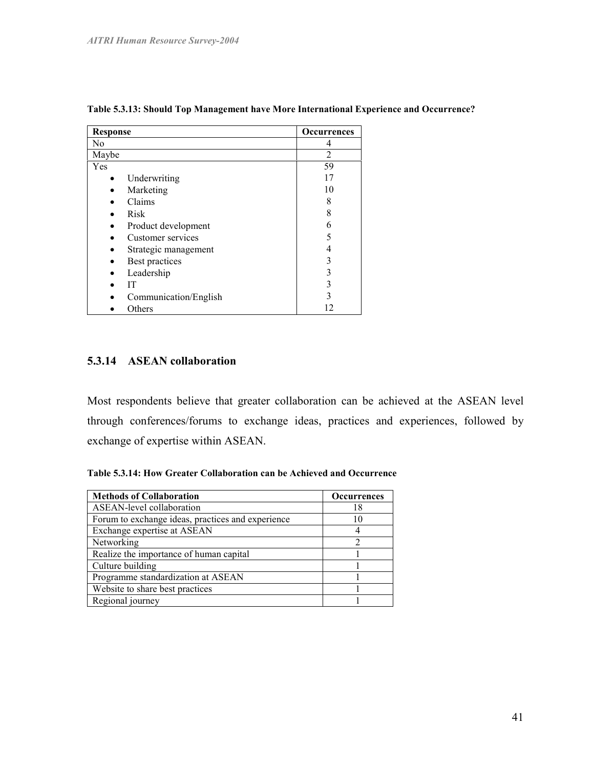**Table 5.3.13: Should Top Management have More International Experience and Occurrence?**

| Response | Occurrences |
|---|---|
| No | 4 |
| Maybe | 2 |
| Yes | 59 |
| • Underwriting | 17 |
| • Marketing | 10 |
| • Claims | 8 |
| • Risk | 8 |
| • Product development | 6 |
| • Customer services | 5 |
| • Strategic management | 4 |
| • Best practices | 3 |
| • Leadership | 3 |
| • IT | 3 |
| • Communication/English | 3 |
| • Others | 12 |

### 5.3.14 ASEAN collaboration

Most respondents believe that greater collaboration can be achieved at the ASEAN level through conferences/forums to exchange ideas, practices and experiences, followed by exchange of expertise within ASEAN.

**Table 5.3.14: How Greater Collaboration can be Achieved and Occurrence**

| Methods of Collaboration | Occurrences |
|---|---|
| ASEAN-level collaboration | 18 |
| Forum to exchange ideas, practices and experience | 10 |
| Exchange expertise at ASEAN | 4 |
| Networking | 2 |
| Realize the importance of human capital | 1 |
| Culture building | 1 |
| Programme standardization at ASEAN | 1 |
| Website to share best practices | 1 |
| Regional journey | 1 |